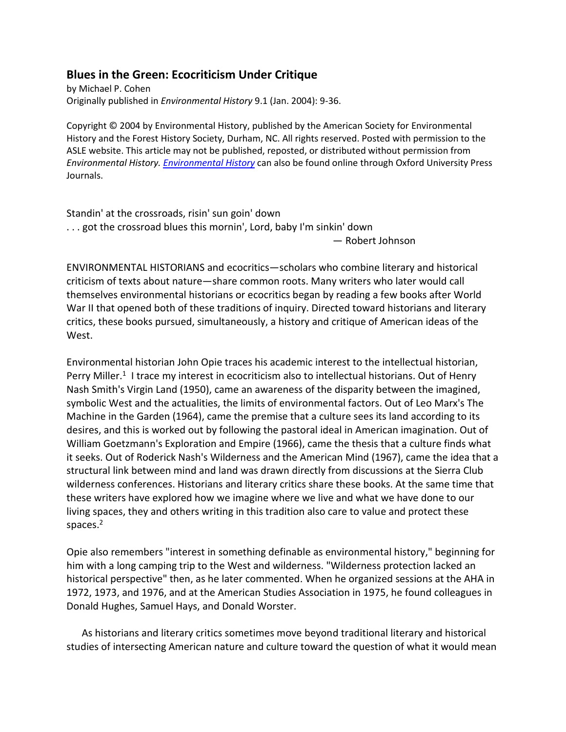## Blues in the Green: Ecocriticism Under Critique

by Michael P. Cohen
Originally published in *Environmental History* 9.1 (Jan. 2004): 9-36.

Copyright © 2004 by Environmental History, published by the American Society for Environmental History and the Forest History Society, Durham, NC. All rights reserved. Posted with permission to the ASLE website. This article may not be published, reposted, or distributed without permission from *Environmental History.* *Environmental History* can also be found online through Oxford University Press Journals.

Standin' at the crossroads, risin' sun goin' down
. . . got the crossroad blues this mornin', Lord, baby I'm sinkin' down
— Robert Johnson

ENVIRONMENTAL HISTORIANS and ecocritics—scholars who combine literary and historical criticism of texts about nature—share common roots. Many writers who later would call themselves environmental historians or ecocritics began by reading a few books after World War II that opened both of these traditions of inquiry. Directed toward historians and literary critics, these books pursued, simultaneously, a history and critique of American ideas of the West.

Environmental historian John Opie traces his academic interest to the intellectual historian, Perry Miller.[1] I trace my interest in ecocriticism also to intellectual historians. Out of Henry Nash Smith's Virgin Land (1950), came an awareness of the disparity between the imagined, symbolic West and the actualities, the limits of environmental factors. Out of Leo Marx's The Machine in the Garden (1964), came the premise that a culture sees its land according to its desires, and this is worked out by following the pastoral ideal in American imagination. Out of William Goetzmann's Exploration and Empire (1966), came the thesis that a culture finds what it seeks. Out of Roderick Nash's Wilderness and the American Mind (1967), came the idea that a structural link between mind and land was drawn directly from discussions at the Sierra Club wilderness conferences. Historians and literary critics share these books. At the same time that these writers have explored how we imagine where we live and what we have done to our living spaces, they and others writing in this tradition also care to value and protect these spaces.[2]

Opie also remembers "interest in something definable as environmental history," beginning for him with a long camping trip to the West and wilderness. "Wilderness protection lacked an historical perspective" then, as he later commented. When he organized sessions at the AHA in 1972, 1973, and 1976, and at the American Studies Association in 1975, he found colleagues in Donald Hughes, Samuel Hays, and Donald Worster.

As historians and literary critics sometimes move beyond traditional literary and historical studies of intersecting American nature and culture toward the question of what it would mean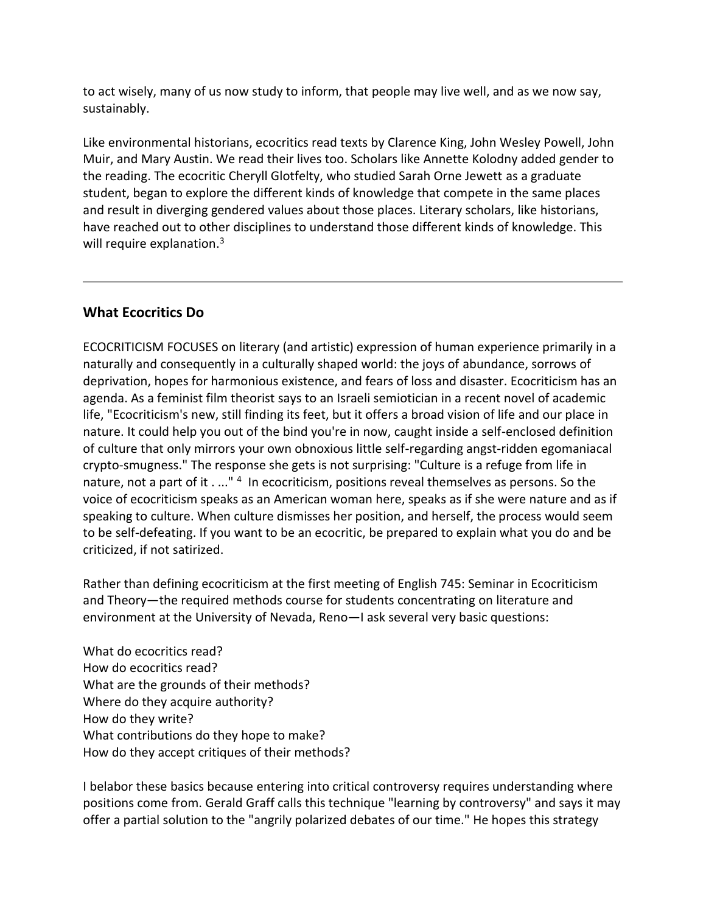to act wisely, many of us now study to inform, that people may live well, and as we now say, sustainably.

Like environmental historians, ecocritics read texts by Clarence King, John Wesley Powell, John Muir, and Mary Austin. We read their lives too. Scholars like Annette Kolodny added gender to the reading. The ecocritic Cheryll Glotfelty, who studied Sarah Orne Jewett as a graduate student, began to explore the different kinds of knowledge that compete in the same places and result in diverging gendered values about those places. Literary scholars, like historians, have reached out to other disciplines to understand those different kinds of knowledge. This will require explanation.[3]

---

## What Ecocritics Do

ECOCRITICISM FOCUSES on literary (and artistic) expression of human experience primarily in a naturally and consequently in a culturally shaped world: the joys of abundance, sorrows of deprivation, hopes for harmonious existence, and fears of loss and disaster. Ecocriticism has an agenda. As a feminist film theorist says to an Israeli semiotician in a recent novel of academic life, "Ecocriticism's new, still finding its feet, but it offers a broad vision of life and our place in nature. It could help you out of the bind you're in now, caught inside a self-enclosed definition of culture that only mirrors your own obnoxious little self-regarding angst-ridden egomaniacal crypto-smugness." The response she gets is not surprising: "Culture is a refuge from life in nature, not a part of it . ..."[4] In ecocriticism, positions reveal themselves as persons. So the voice of ecocriticism speaks as an American woman here, speaks as if she were nature and as if speaking to culture. When culture dismisses her position, and herself, the process would seem to be self-defeating. If you want to be an ecocritic, be prepared to explain what you do and be criticized, if not satirized.

Rather than defining ecocriticism at the first meeting of English 745: Seminar in Ecocriticism and Theory—the required methods course for students concentrating on literature and environment at the University of Nevada, Reno—I ask several very basic questions:

What do ecocritics read?
How do ecocritics read?
What are the grounds of their methods?
Where do they acquire authority?
How do they write?
What contributions do they hope to make?
How do they accept critiques of their methods?

I belabor these basics because entering into critical controversy requires understanding where positions come from. Gerald Graff calls this technique "learning by controversy" and says it may offer a partial solution to the "angrily polarized debates of our time." He hopes this strategy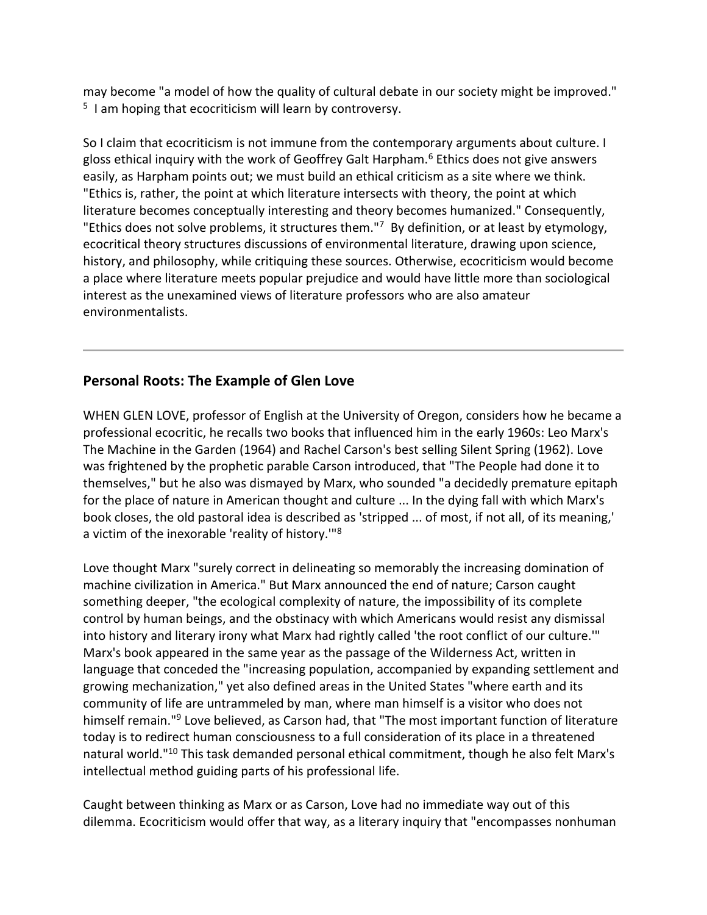may become "a model of how the quality of cultural debate in our society might be improved." [5] I am hoping that ecocriticism will learn by controversy.

So I claim that ecocriticism is not immune from the contemporary arguments about culture. I gloss ethical inquiry with the work of Geoffrey Galt Harpham.[6] Ethics does not give answers easily, as Harpham points out; we must build an ethical criticism as a site where we think. "Ethics is, rather, the point at which literature intersects with theory, the point at which literature becomes conceptually interesting and theory becomes humanized." Consequently, "Ethics does not solve problems, it structures them."[7] By definition, or at least by etymology, ecocritical theory structures discussions of environmental literature, drawing upon science, history, and philosophy, while critiquing these sources. Otherwise, ecocriticism would become a place where literature meets popular prejudice and would have little more than sociological interest as the unexamined views of literature professors who are also amateur environmentalists.

---

## Personal Roots: The Example of Glen Love

WHEN GLEN LOVE, professor of English at the University of Oregon, considers how he became a professional ecocritic, he recalls two books that influenced him in the early 1960s: Leo Marx's The Machine in the Garden (1964) and Rachel Carson's best selling Silent Spring (1962). Love was frightened by the prophetic parable Carson introduced, that "The People had done it to themselves," but he also was dismayed by Marx, who sounded "a decidedly premature epitaph for the place of nature in American thought and culture ... In the dying fall with which Marx's book closes, the old pastoral idea is described as 'stripped ... of most, if not all, of its meaning,' a victim of the inexorable 'reality of history.'"[8]

Love thought Marx "surely correct in delineating so memorably the increasing domination of machine civilization in America." But Marx announced the end of nature; Carson caught something deeper, "the ecological complexity of nature, the impossibility of its complete control by human beings, and the obstinacy with which Americans would resist any dismissal into history and literary irony what Marx had rightly called 'the root conflict of our culture.'" Marx's book appeared in the same year as the passage of the Wilderness Act, written in language that conceded the "increasing population, accompanied by expanding settlement and growing mechanization," yet also defined areas in the United States "where earth and its community of life are untrammeled by man, where man himself is a visitor who does not himself remain."[9] Love believed, as Carson had, that "The most important function of literature today is to redirect human consciousness to a full consideration of its place in a threatened natural world."[10] This task demanded personal ethical commitment, though he also felt Marx's intellectual method guiding parts of his professional life.

Caught between thinking as Marx or as Carson, Love had no immediate way out of this dilemma. Ecocriticism would offer that way, as a literary inquiry that "encompasses nonhuman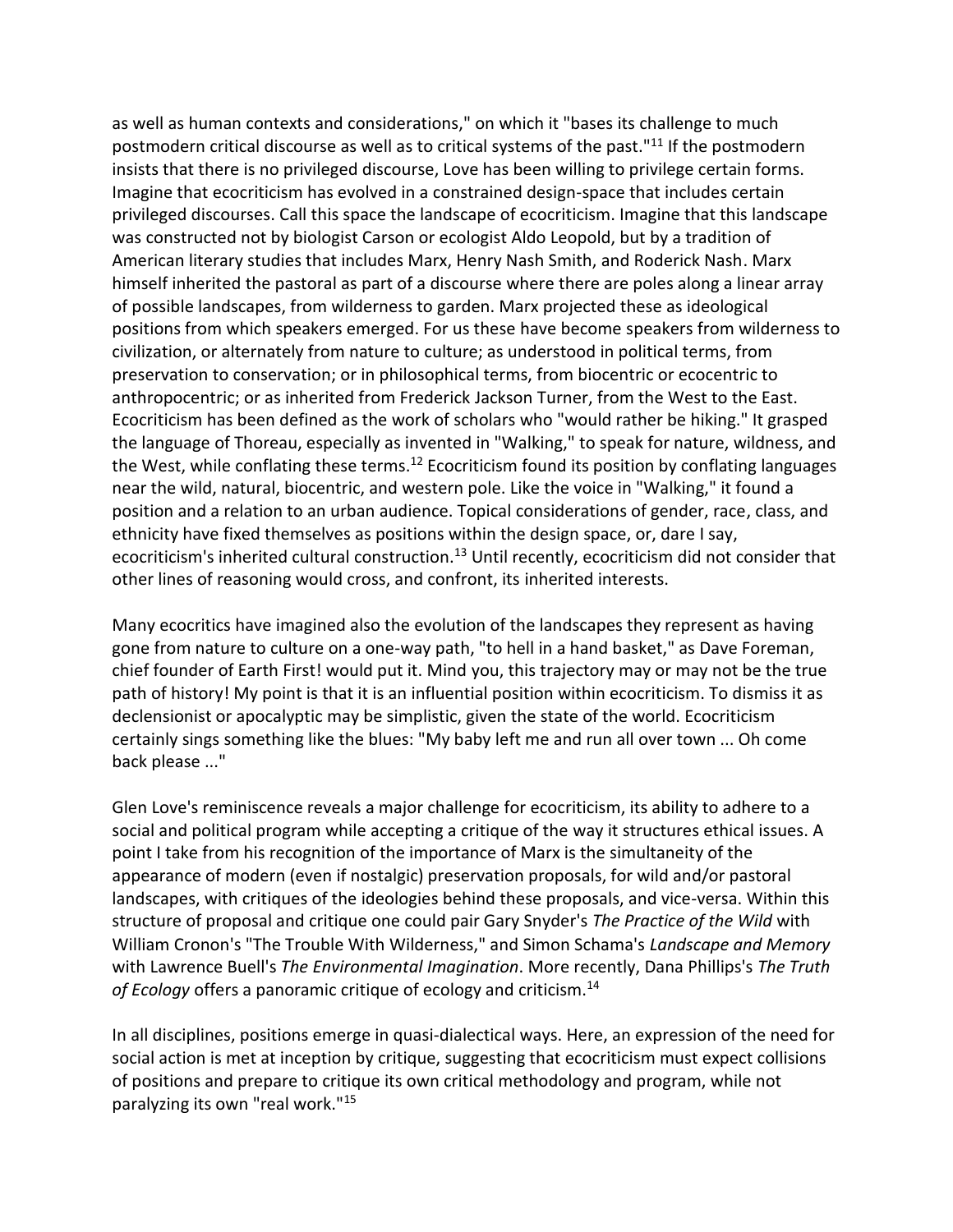as well as human contexts and considerations," on which it "bases its challenge to much postmodern critical discourse as well as to critical systems of the past."[11] If the postmodern insists that there is no privileged discourse, Love has been willing to privilege certain forms. Imagine that ecocriticism has evolved in a constrained design-space that includes certain privileged discourses. Call this space the landscape of ecocriticism. Imagine that this landscape was constructed not by biologist Carson or ecologist Aldo Leopold, but by a tradition of American literary studies that includes Marx, Henry Nash Smith, and Roderick Nash. Marx himself inherited the pastoral as part of a discourse where there are poles along a linear array of possible landscapes, from wilderness to garden. Marx projected these as ideological positions from which speakers emerged. For us these have become speakers from wilderness to civilization, or alternately from nature to culture; as understood in political terms, from preservation to conservation; or in philosophical terms, from biocentric or ecocentric to anthropocentric; or as inherited from Frederick Jackson Turner, from the West to the East. Ecocriticism has been defined as the work of scholars who "would rather be hiking." It grasped the language of Thoreau, especially as invented in "Walking," to speak for nature, wildness, and the West, while conflating these terms.[12] Ecocriticism found its position by conflating languages near the wild, natural, biocentric, and western pole. Like the voice in "Walking," it found a position and a relation to an urban audience. Topical considerations of gender, race, class, and ethnicity have fixed themselves as positions within the design space, or, dare I say, ecocriticism's inherited cultural construction.[13] Until recently, ecocriticism did not consider that other lines of reasoning would cross, and confront, its inherited interests.

Many ecocritics have imagined also the evolution of the landscapes they represent as having gone from nature to culture on a one-way path, "to hell in a hand basket," as Dave Foreman, chief founder of Earth First! would put it. Mind you, this trajectory may or may not be the true path of history! My point is that it is an influential position within ecocriticism. To dismiss it as declensionist or apocalyptic may be simplistic, given the state of the world. Ecocriticism certainly sings something like the blues: "My baby left me and run all over town ... Oh come back please ..."

Glen Love's reminiscence reveals a major challenge for ecocriticism, its ability to adhere to a social and political program while accepting a critique of the way it structures ethical issues. A point I take from his recognition of the importance of Marx is the simultaneity of the appearance of modern (even if nostalgic) preservation proposals, for wild and/or pastoral landscapes, with critiques of the ideologies behind these proposals, and vice-versa. Within this structure of proposal and critique one could pair Gary Snyder's *The Practice of the Wild* with William Cronon's "The Trouble With Wilderness," and Simon Schama's *Landscape and Memory* with Lawrence Buell's *The Environmental Imagination*. More recently, Dana Phillips's *The Truth of Ecology* offers a panoramic critique of ecology and criticism.[14]

In all disciplines, positions emerge in quasi-dialectical ways. Here, an expression of the need for social action is met at inception by critique, suggesting that ecocriticism must expect collisions of positions and prepare to critique its own critical methodology and program, while not paralyzing its own "real work."[15]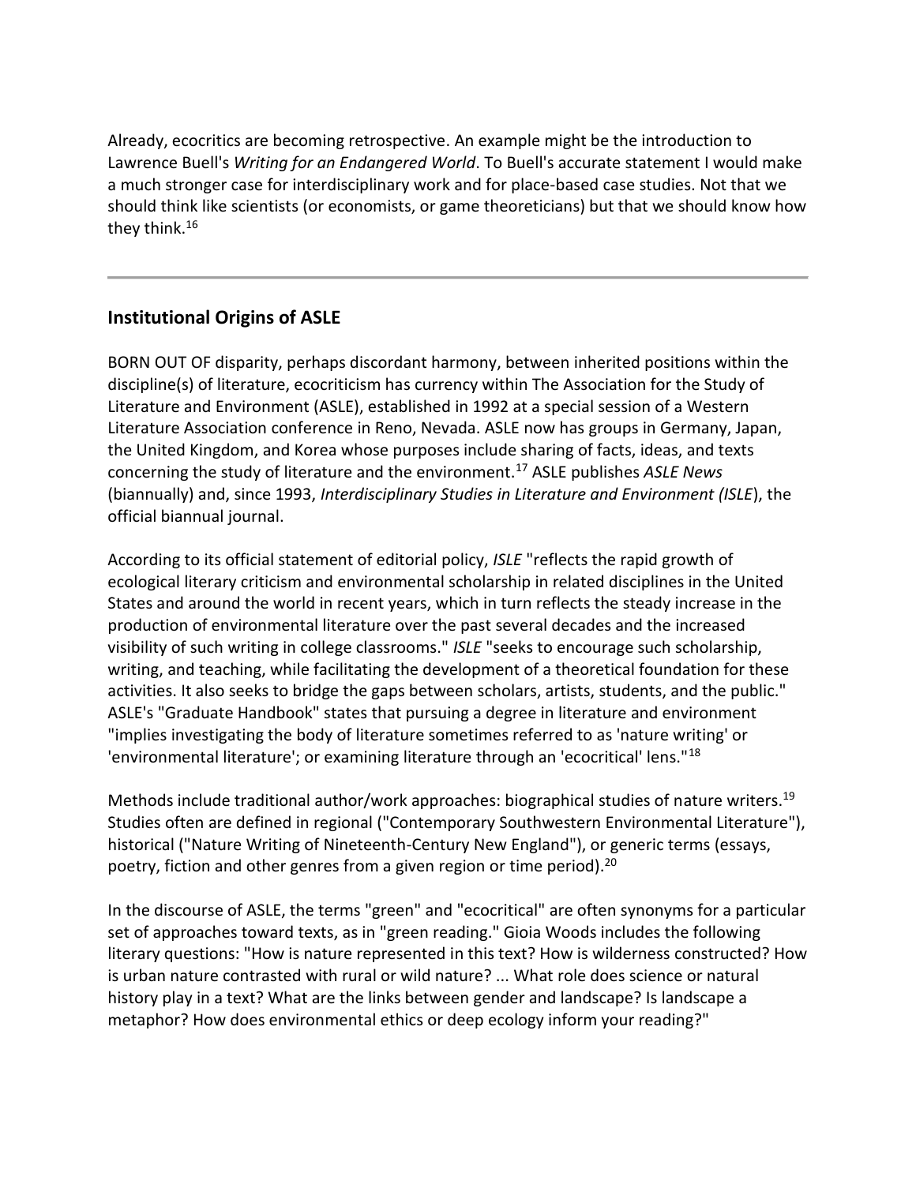Already, ecocritics are becoming retrospective. An example might be the introduction to Lawrence Buell's *Writing for an Endangered World*. To Buell's accurate statement I would make a much stronger case for interdisciplinary work and for place-based case studies. Not that we should think like scientists (or economists, or game theoreticians) but that we should know how they think.[16]

---

## Institutional Origins of ASLE

BORN OUT OF disparity, perhaps discordant harmony, between inherited positions within the discipline(s) of literature, ecocriticism has currency within The Association for the Study of Literature and Environment (ASLE), established in 1992 at a special session of a Western Literature Association conference in Reno, Nevada. ASLE now has groups in Germany, Japan, the United Kingdom, and Korea whose purposes include sharing of facts, ideas, and texts concerning the study of literature and the environment.[17] ASLE publishes *ASLE News* (biannually) and, since 1993, *Interdisciplinary Studies in Literature and Environment (ISLE)*, the official biannual journal.

According to its official statement of editorial policy, *ISLE* "reflects the rapid growth of ecological literary criticism and environmental scholarship in related disciplines in the United States and around the world in recent years, which in turn reflects the steady increase in the production of environmental literature over the past several decades and the increased visibility of such writing in college classrooms." *ISLE* "seeks to encourage such scholarship, writing, and teaching, while facilitating the development of a theoretical foundation for these activities. It also seeks to bridge the gaps between scholars, artists, students, and the public." ASLE's "Graduate Handbook" states that pursuing a degree in literature and environment "implies investigating the body of literature sometimes referred to as 'nature writing' or 'environmental literature'; or examining literature through an 'ecocritical' lens."[18]

Methods include traditional author/work approaches: biographical studies of nature writers.[19] Studies often are defined in regional ("Contemporary Southwestern Environmental Literature"), historical ("Nature Writing of Nineteenth-Century New England"), or generic terms (essays, poetry, fiction and other genres from a given region or time period).[20]

In the discourse of ASLE, the terms "green" and "ecocritical" are often synonyms for a particular set of approaches toward texts, as in "green reading." Gioia Woods includes the following literary questions: "How is nature represented in this text? How is wilderness constructed? How is urban nature contrasted with rural or wild nature? ... What role does science or natural history play in a text? What are the links between gender and landscape? Is landscape a metaphor? How does environmental ethics or deep ecology inform your reading?"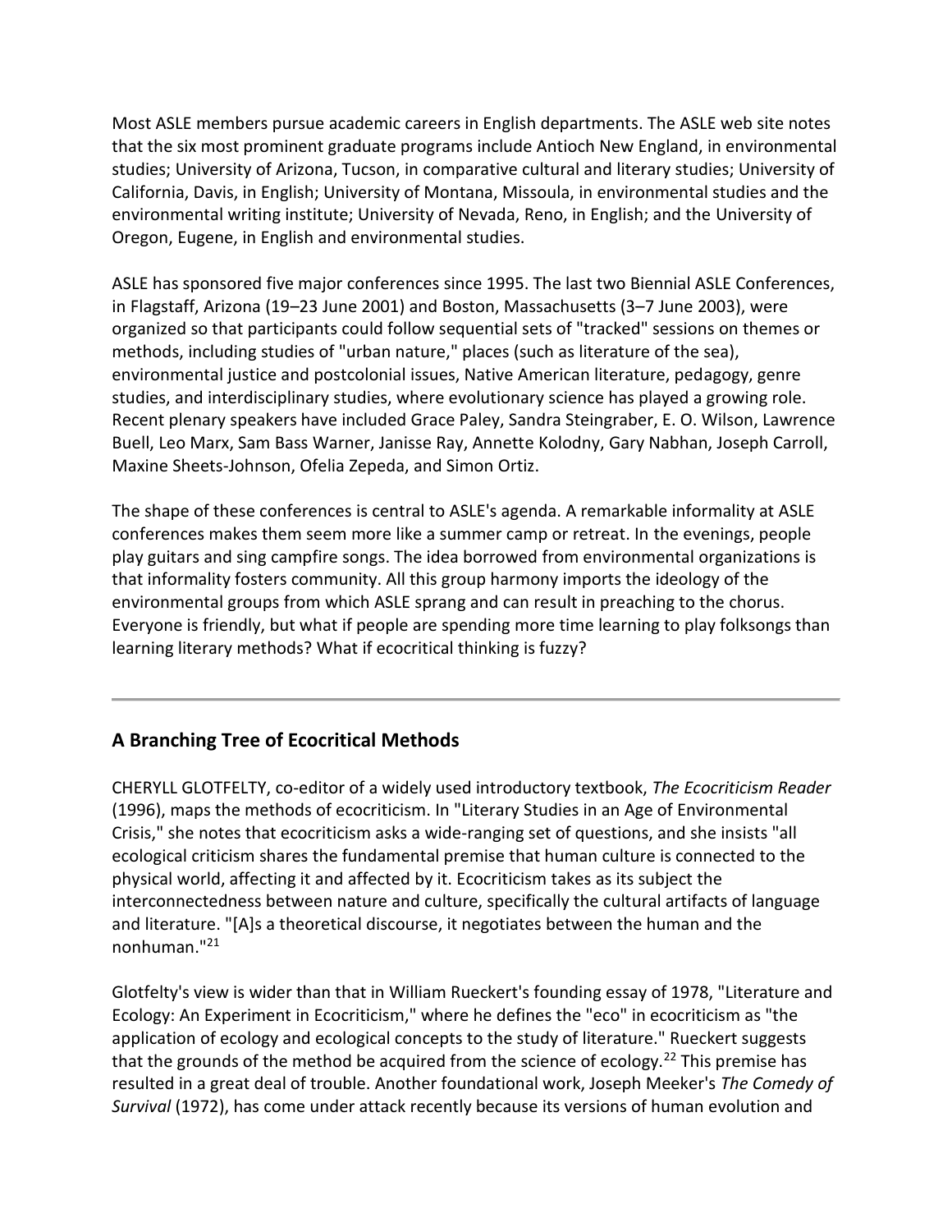Most ASLE members pursue academic careers in English departments. The ASLE web site notes that the six most prominent graduate programs include Antioch New England, in environmental studies; University of Arizona, Tucson, in comparative cultural and literary studies; University of California, Davis, in English; University of Montana, Missoula, in environmental studies and the environmental writing institute; University of Nevada, Reno, in English; and the University of Oregon, Eugene, in English and environmental studies.

ASLE has sponsored five major conferences since 1995. The last two Biennial ASLE Conferences, in Flagstaff, Arizona (19–23 June 2001) and Boston, Massachusetts (3–7 June 2003), were organized so that participants could follow sequential sets of "tracked" sessions on themes or methods, including studies of "urban nature," places (such as literature of the sea), environmental justice and postcolonial issues, Native American literature, pedagogy, genre studies, and interdisciplinary studies, where evolutionary science has played a growing role. Recent plenary speakers have included Grace Paley, Sandra Steingraber, E. O. Wilson, Lawrence Buell, Leo Marx, Sam Bass Warner, Janisse Ray, Annette Kolodny, Gary Nabhan, Joseph Carroll, Maxine Sheets-Johnson, Ofelia Zepeda, and Simon Ortiz.

The shape of these conferences is central to ASLE's agenda. A remarkable informality at ASLE conferences makes them seem more like a summer camp or retreat. In the evenings, people play guitars and sing campfire songs. The idea borrowed from environmental organizations is that informality fosters community. All this group harmony imports the ideology of the environmental groups from which ASLE sprang and can result in preaching to the chorus. Everyone is friendly, but what if people are spending more time learning to play folksongs than learning literary methods? What if ecocritical thinking is fuzzy?

---

## A Branching Tree of Ecocritical Methods

CHERYLL GLOTFELTY, co-editor of a widely used introductory textbook, *The Ecocriticism Reader* (1996), maps the methods of ecocriticism. In "Literary Studies in an Age of Environmental Crisis," she notes that ecocriticism asks a wide-ranging set of questions, and she insists "all ecological criticism shares the fundamental premise that human culture is connected to the physical world, affecting it and affected by it. Ecocriticism takes as its subject the interconnectedness between nature and culture, specifically the cultural artifacts of language and literature. "[A]s a theoretical discourse, it negotiates between the human and the nonhuman."[21]

Glotfelty's view is wider than that in William Rueckert's founding essay of 1978, "Literature and Ecology: An Experiment in Ecocriticism," where he defines the "eco" in ecocriticism as "the application of ecology and ecological concepts to the study of literature." Rueckert suggests that the grounds of the method be acquired from the science of ecology.[22] This premise has resulted in a great deal of trouble. Another foundational work, Joseph Meeker's *The Comedy of Survival* (1972), has come under attack recently because its versions of human evolution and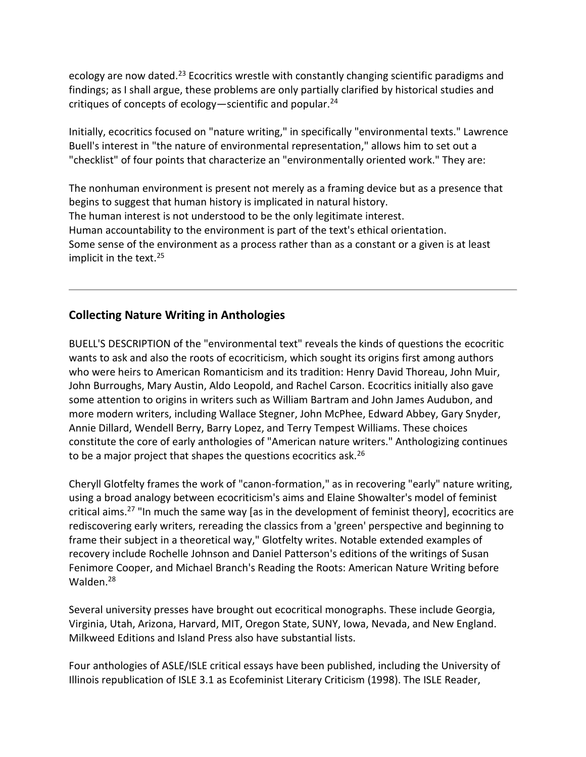ecology are now dated.[23] Ecocritics wrestle with constantly changing scientific paradigms and findings; as I shall argue, these problems are only partially clarified by historical studies and critiques of concepts of ecology—scientific and popular.[24]

Initially, ecocritics focused on "nature writing," in specifically "environmental texts." Lawrence Buell's interest in "the nature of environmental representation," allows him to set out a "checklist" of four points that characterize an "environmentally oriented work." They are:

The nonhuman environment is present not merely as a framing device but as a presence that begins to suggest that human history is implicated in natural history.
The human interest is not understood to be the only legitimate interest.
Human accountability to the environment is part of the text's ethical orientation.
Some sense of the environment as a process rather than as a constant or a given is at least implicit in the text.[25]

---

### Collecting Nature Writing in Anthologies

BUELL'S DESCRIPTION of the "environmental text" reveals the kinds of questions the ecocritic wants to ask and also the roots of ecocriticism, which sought its origins first among authors who were heirs to American Romanticism and its tradition: Henry David Thoreau, John Muir, John Burroughs, Mary Austin, Aldo Leopold, and Rachel Carson. Ecocritics initially also gave some attention to origins in writers such as William Bartram and John James Audubon, and more modern writers, including Wallace Stegner, John McPhee, Edward Abbey, Gary Snyder, Annie Dillard, Wendell Berry, Barry Lopez, and Terry Tempest Williams. These choices constitute the core of early anthologies of "American nature writers." Anthologizing continues to be a major project that shapes the questions ecocritics ask.[26]

Cheryll Glotfelty frames the work of "canon-formation," as in recovering "early" nature writing, using a broad analogy between ecocriticism's aims and Elaine Showalter's model of feminist critical aims.[27] "In much the same way [as in the development of feminist theory], ecocritics are rediscovering early writers, rereading the classics from a 'green' perspective and beginning to frame their subject in a theoretical way," Glotfelty writes. Notable extended examples of recovery include Rochelle Johnson and Daniel Patterson's editions of the writings of Susan Fenimore Cooper, and Michael Branch's Reading the Roots: American Nature Writing before Walden.[28]

Several university presses have brought out ecocritical monographs. These include Georgia, Virginia, Utah, Arizona, Harvard, MIT, Oregon State, SUNY, Iowa, Nevada, and New England. Milkweed Editions and Island Press also have substantial lists.

Four anthologies of ASLE/ISLE critical essays have been published, including the University of Illinois republication of ISLE 3.1 as Ecofeminist Literary Criticism (1998). The ISLE Reader,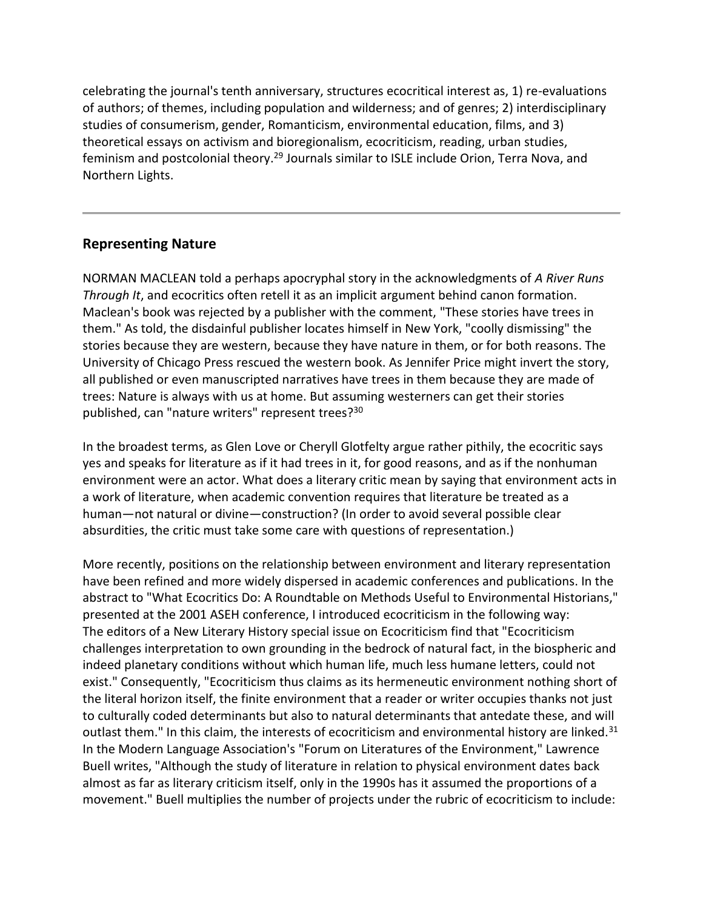celebrating the journal's tenth anniversary, structures ecocritical interest as, 1) re-evaluations of authors; of themes, including population and wilderness; and of genres; 2) interdisciplinary studies of consumerism, gender, Romanticism, environmental education, films, and 3) theoretical essays on activism and bioregionalism, ecocriticism, reading, urban studies, feminism and postcolonial theory.[29] Journals similar to ISLE include Orion, Terra Nova, and Northern Lights.

---

## Representing Nature

NORMAN MACLEAN told a perhaps apocryphal story in the acknowledgments of *A River Runs Through It*, and ecocritics often retell it as an implicit argument behind canon formation. Maclean's book was rejected by a publisher with the comment, "These stories have trees in them." As told, the disdainful publisher locates himself in New York, "coolly dismissing" the stories because they are western, because they have nature in them, or for both reasons. The University of Chicago Press rescued the western book. As Jennifer Price might invert the story, all published or even manuscripted narratives have trees in them because they are made of trees: Nature is always with us at home. But assuming westerners can get their stories published, can "nature writers" represent trees?[30]

In the broadest terms, as Glen Love or Cheryll Glotfelty argue rather pithily, the ecocritic says yes and speaks for literature as if it had trees in it, for good reasons, and as if the nonhuman environment were an actor. What does a literary critic mean by saying that environment acts in a work of literature, when academic convention requires that literature be treated as a human—not natural or divine—construction? (In order to avoid several possible clear absurdities, the critic must take some care with questions of representation.)

More recently, positions on the relationship between environment and literary representation have been refined and more widely dispersed in academic conferences and publications. In the abstract to "What Ecocritics Do: A Roundtable on Methods Useful to Environmental Historians," presented at the 2001 ASEH conference, I introduced ecocriticism in the following way:
The editors of a New Literary History special issue on Ecocriticism find that "Ecocriticism challenges interpretation to own grounding in the bedrock of natural fact, in the biospheric and indeed planetary conditions without which human life, much less humane letters, could not exist." Consequently, "Ecocriticism thus claims as its hermeneutic environment nothing short of the literal horizon itself, the finite environment that a reader or writer occupies thanks not just to culturally coded determinants but also to natural determinants that antedate these, and will outlast them." In this claim, the interests of ecocriticism and environmental history are linked.[31]
In the Modern Language Association's "Forum on Literatures of the Environment," Lawrence Buell writes, "Although the study of literature in relation to physical environment dates back almost as far as literary criticism itself, only in the 1990s has it assumed the proportions of a movement." Buell multiplies the number of projects under the rubric of ecocriticism to include: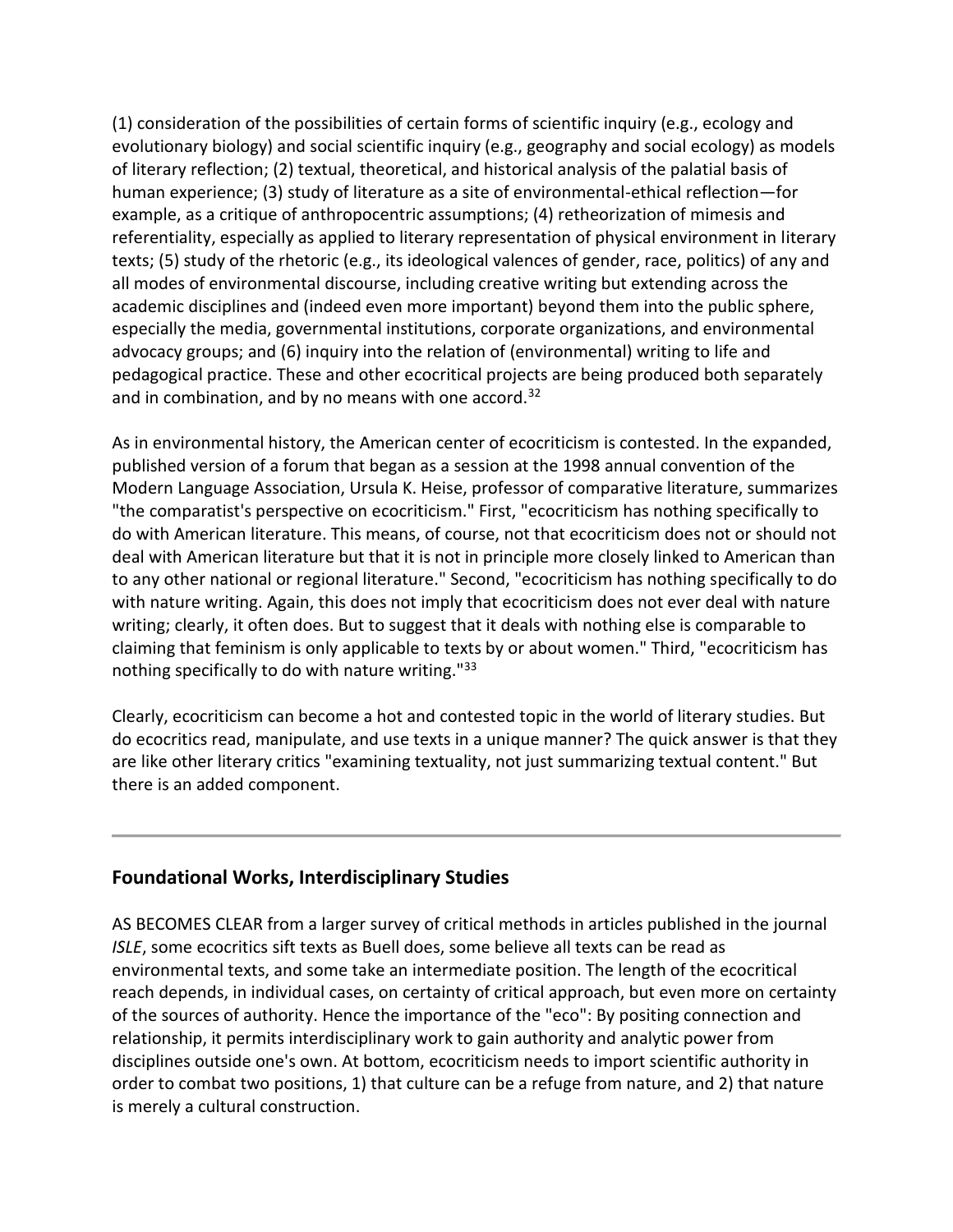(1) consideration of the possibilities of certain forms of scientific inquiry (e.g., ecology and evolutionary biology) and social scientific inquiry (e.g., geography and social ecology) as models of literary reflection; (2) textual, theoretical, and historical analysis of the palatial basis of human experience; (3) study of literature as a site of environmental-ethical reflection—for example, as a critique of anthropocentric assumptions; (4) retheorization of mimesis and referentiality, especially as applied to literary representation of physical environment in literary texts; (5) study of the rhetoric (e.g., its ideological valences of gender, race, politics) of any and all modes of environmental discourse, including creative writing but extending across the academic disciplines and (indeed even more important) beyond them into the public sphere, especially the media, governmental institutions, corporate organizations, and environmental advocacy groups; and (6) inquiry into the relation of (environmental) writing to life and pedagogical practice. These and other ecocritical projects are being produced both separately and in combination, and by no means with one accord.[32]

As in environmental history, the American center of ecocriticism is contested. In the expanded, published version of a forum that began as a session at the 1998 annual convention of the Modern Language Association, Ursula K. Heise, professor of comparative literature, summarizes "the comparatist's perspective on ecocriticism." First, "ecocriticism has nothing specifically to do with American literature. This means, of course, not that ecocriticism does not or should not deal with American literature but that it is not in principle more closely linked to American than to any other national or regional literature." Second, "ecocriticism has nothing specifically to do with nature writing. Again, this does not imply that ecocriticism does not ever deal with nature writing; clearly, it often does. But to suggest that it deals with nothing else is comparable to claiming that feminism is only applicable to texts by or about women." Third, "ecocriticism has nothing specifically to do with nature writing."[33]

Clearly, ecocriticism can become a hot and contested topic in the world of literary studies. But do ecocritics read, manipulate, and use texts in a unique manner? The quick answer is that they are like other literary critics "examining textuality, not just summarizing textual content." But there is an added component.

---

## Foundational Works, Interdisciplinary Studies

AS BECOMES CLEAR from a larger survey of critical methods in articles published in the journal *ISLE*, some ecocritics sift texts as Buell does, some believe all texts can be read as environmental texts, and some take an intermediate position. The length of the ecocritical reach depends, in individual cases, on certainty of critical approach, but even more on certainty of the sources of authority. Hence the importance of the "eco": By positing connection and relationship, it permits interdisciplinary work to gain authority and analytic power from disciplines outside one's own. At bottom, ecocriticism needs to import scientific authority in order to combat two positions, 1) that culture can be a refuge from nature, and 2) that nature is merely a cultural construction.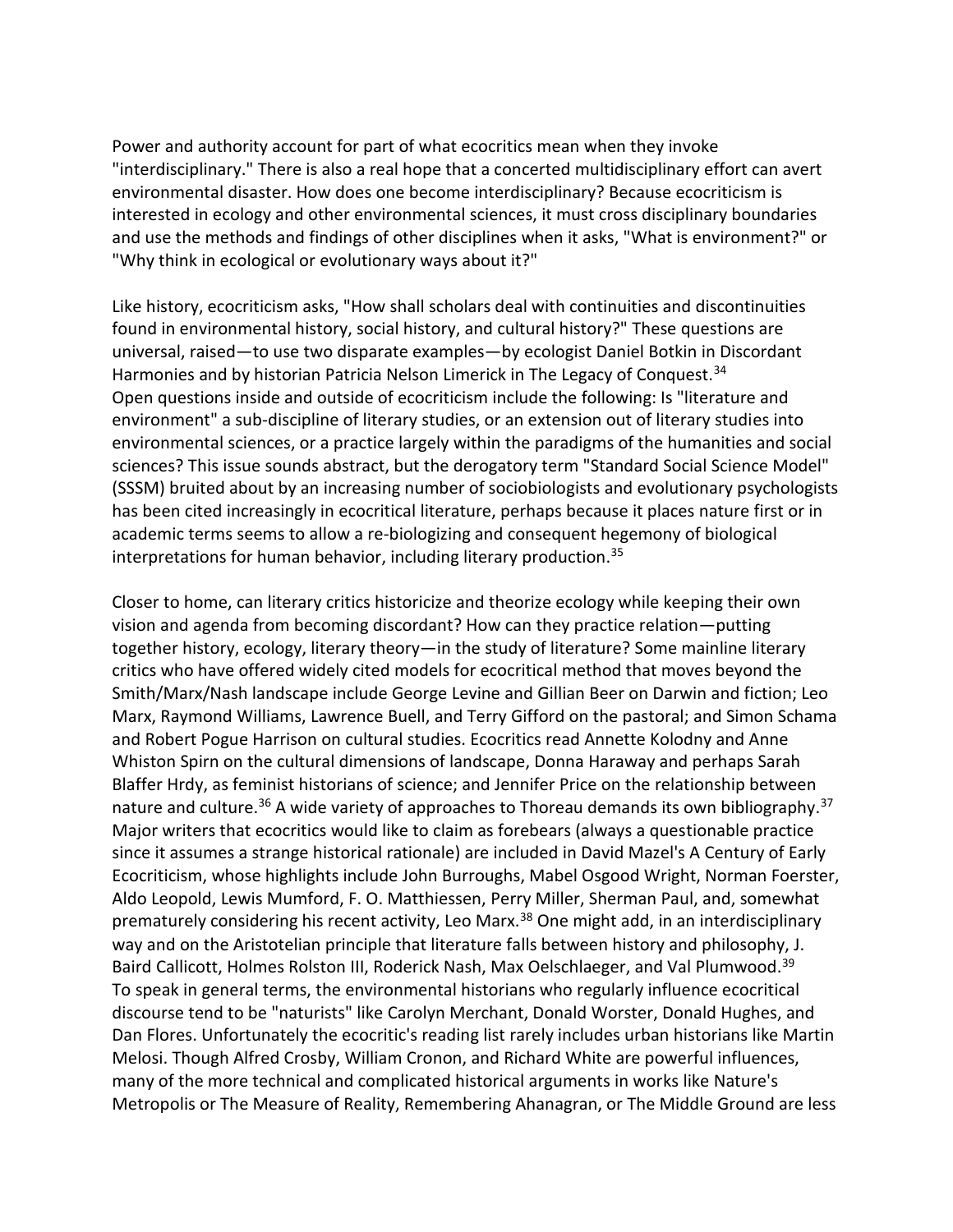Power and authority account for part of what ecocritics mean when they invoke "interdisciplinary." There is also a real hope that a concerted multidisciplinary effort can avert environmental disaster. How does one become interdisciplinary? Because ecocriticism is interested in ecology and other environmental sciences, it must cross disciplinary boundaries and use the methods and findings of other disciplines when it asks, "What is environment?" or "Why think in ecological or evolutionary ways about it?"

Like history, ecocriticism asks, "How shall scholars deal with continuities and discontinuities found in environmental history, social history, and cultural history?" These questions are universal, raised—to use two disparate examples—by ecologist Daniel Botkin in Discordant Harmonies and by historian Patricia Nelson Limerick in The Legacy of Conquest.[34]

Open questions inside and outside of ecocriticism include the following: Is "literature and environment" a sub-discipline of literary studies, or an extension out of literary studies into environmental sciences, or a practice largely within the paradigms of the humanities and social sciences? This issue sounds abstract, but the derogatory term "Standard Social Science Model" (SSSM) bruited about by an increasing number of sociobiologists and evolutionary psychologists has been cited increasingly in ecocritical literature, perhaps because it places nature first or in academic terms seems to allow a re-biologizing and consequent hegemony of biological interpretations for human behavior, including literary production.[35]

Closer to home, can literary critics historicize and theorize ecology while keeping their own vision and agenda from becoming discordant? How can they practice relation—putting together history, ecology, literary theory—in the study of literature? Some mainline literary critics who have offered widely cited models for ecocritical method that moves beyond the Smith/Marx/Nash landscape include George Levine and Gillian Beer on Darwin and fiction; Leo Marx, Raymond Williams, Lawrence Buell, and Terry Gifford on the pastoral; and Simon Schama and Robert Pogue Harrison on cultural studies. Ecocritics read Annette Kolodny and Anne Whiston Spirn on the cultural dimensions of landscape, Donna Haraway and perhaps Sarah Blaffer Hrdy, as feminist historians of science; and Jennifer Price on the relationship between nature and culture.[36] A wide variety of approaches to Thoreau demands its own bibliography.[37] Major writers that ecocritics would like to claim as forebears (always a questionable practice since it assumes a strange historical rationale) are included in David Mazel's A Century of Early Ecocriticism, whose highlights include John Burroughs, Mabel Osgood Wright, Norman Foerster, Aldo Leopold, Lewis Mumford, F. O. Matthiessen, Perry Miller, Sherman Paul, and, somewhat prematurely considering his recent activity, Leo Marx.[38] One might add, in an interdisciplinary way and on the Aristotelian principle that literature falls between history and philosophy, J. Baird Callicott, Holmes Rolston III, Roderick Nash, Max Oelschlaeger, and Val Plumwood.[39]

To speak in general terms, the environmental historians who regularly influence ecocritical discourse tend to be "naturists" like Carolyn Merchant, Donald Worster, Donald Hughes, and Dan Flores. Unfortunately the ecocritic's reading list rarely includes urban historians like Martin Melosi. Though Alfred Crosby, William Cronon, and Richard White are powerful influences, many of the more technical and complicated historical arguments in works like Nature's Metropolis or The Measure of Reality, Remembering Ahanagran, or The Middle Ground are less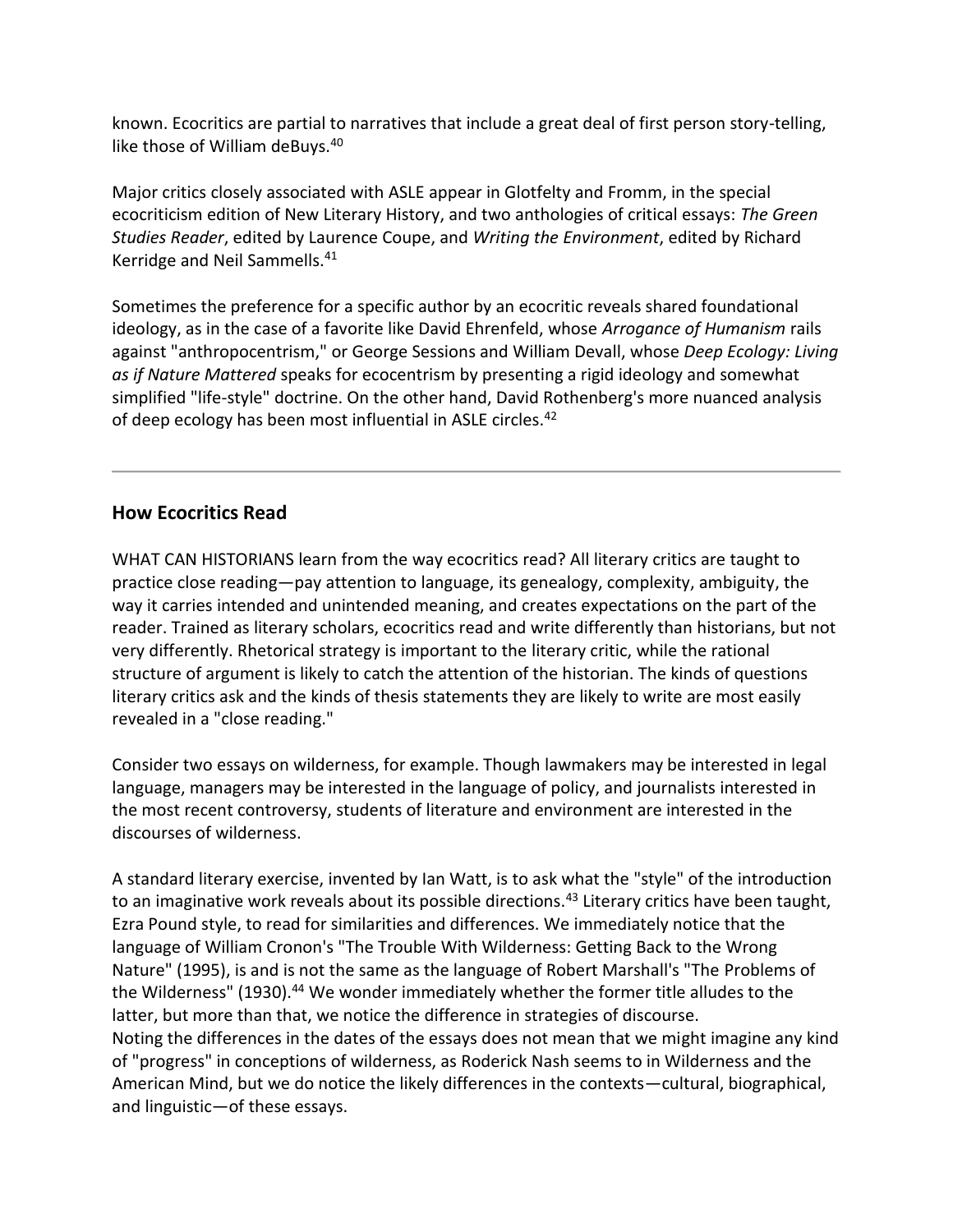known. Ecocritics are partial to narratives that include a great deal of first person story-telling, like those of William deBuys.[40]

Major critics closely associated with ASLE appear in Glotfelty and Fromm, in the special ecocriticism edition of New Literary History, and two anthologies of critical essays: *The Green Studies Reader*, edited by Laurence Coupe, and *Writing the Environment*, edited by Richard Kerridge and Neil Sammells.[41]

Sometimes the preference for a specific author by an ecocritic reveals shared foundational ideology, as in the case of a favorite like David Ehrenfeld, whose *Arrogance of Humanism* rails against "anthropocentrism," or George Sessions and William Devall, whose *Deep Ecology: Living as if Nature Mattered* speaks for ecocentrism by presenting a rigid ideology and somewhat simplified "life-style" doctrine. On the other hand, David Rothenberg's more nuanced analysis of deep ecology has been most influential in ASLE circles.[42]

---

## How Ecocritics Read

WHAT CAN HISTORIANS learn from the way ecocritics read? All literary critics are taught to practice close reading—pay attention to language, its genealogy, complexity, ambiguity, the way it carries intended and unintended meaning, and creates expectations on the part of the reader. Trained as literary scholars, ecocritics read and write differently than historians, but not very differently. Rhetorical strategy is important to the literary critic, while the rational structure of argument is likely to catch the attention of the historian. The kinds of questions literary critics ask and the kinds of thesis statements they are likely to write are most easily revealed in a "close reading."

Consider two essays on wilderness, for example. Though lawmakers may be interested in legal language, managers may be interested in the language of policy, and journalists interested in the most recent controversy, students of literature and environment are interested in the discourses of wilderness.

A standard literary exercise, invented by Ian Watt, is to ask what the "style" of the introduction to an imaginative work reveals about its possible directions.[43] Literary critics have been taught, Ezra Pound style, to read for similarities and differences. We immediately notice that the language of William Cronon's "The Trouble With Wilderness: Getting Back to the Wrong Nature" (1995), is and is not the same as the language of Robert Marshall's "The Problems of the Wilderness" (1930).[44] We wonder immediately whether the former title alludes to the latter, but more than that, we notice the difference in strategies of discourse.
Noting the differences in the dates of the essays does not mean that we might imagine any kind of "progress" in conceptions of wilderness, as Roderick Nash seems to in Wilderness and the American Mind, but we do notice the likely differences in the contexts—cultural, biographical, and linguistic—of these essays.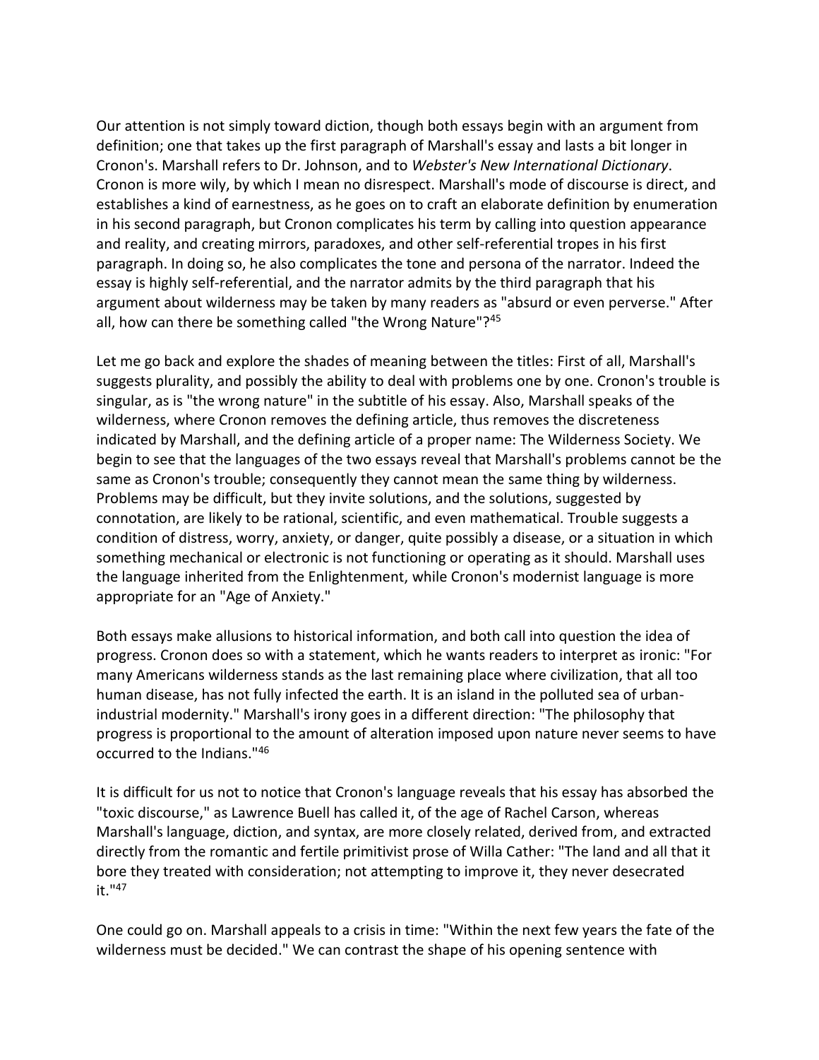Our attention is not simply toward diction, though both essays begin with an argument from definition; one that takes up the first paragraph of Marshall's essay and lasts a bit longer in Cronon's. Marshall refers to Dr. Johnson, and to *Webster's New International Dictionary*. Cronon is more wily, by which I mean no disrespect. Marshall's mode of discourse is direct, and establishes a kind of earnestness, as he goes on to craft an elaborate definition by enumeration in his second paragraph, but Cronon complicates his term by calling into question appearance and reality, and creating mirrors, paradoxes, and other self-referential tropes in his first paragraph. In doing so, he also complicates the tone and persona of the narrator. Indeed the essay is highly self-referential, and the narrator admits by the third paragraph that his argument about wilderness may be taken by many readers as "absurd or even perverse." After all, how can there be something called "the Wrong Nature"?[45]

Let me go back and explore the shades of meaning between the titles: First of all, Marshall's suggests plurality, and possibly the ability to deal with problems one by one. Cronon's trouble is singular, as is "the wrong nature" in the subtitle of his essay. Also, Marshall speaks of the wilderness, where Cronon removes the defining article, thus removes the discreteness indicated by Marshall, and the defining article of a proper name: The Wilderness Society. We begin to see that the languages of the two essays reveal that Marshall's problems cannot be the same as Cronon's trouble; consequently they cannot mean the same thing by wilderness. Problems may be difficult, but they invite solutions, and the solutions, suggested by connotation, are likely to be rational, scientific, and even mathematical. Trouble suggests a condition of distress, worry, anxiety, or danger, quite possibly a disease, or a situation in which something mechanical or electronic is not functioning or operating as it should. Marshall uses the language inherited from the Enlightenment, while Cronon's modernist language is more appropriate for an "Age of Anxiety."

Both essays make allusions to historical information, and both call into question the idea of progress. Cronon does so with a statement, which he wants readers to interpret as ironic: "For many Americans wilderness stands as the last remaining place where civilization, that all too human disease, has not fully infected the earth. It is an island in the polluted sea of urban-industrial modernity." Marshall's irony goes in a different direction: "The philosophy that progress is proportional to the amount of alteration imposed upon nature never seems to have occurred to the Indians."[46]

It is difficult for us not to notice that Cronon's language reveals that his essay has absorbed the "toxic discourse," as Lawrence Buell has called it, of the age of Rachel Carson, whereas Marshall's language, diction, and syntax, are more closely related, derived from, and extracted directly from the romantic and fertile primitivist prose of Willa Cather: "The land and all that it bore they treated with consideration; not attempting to improve it, they never desecrated it."[47]

One could go on. Marshall appeals to a crisis in time: "Within the next few years the fate of the wilderness must be decided." We can contrast the shape of his opening sentence with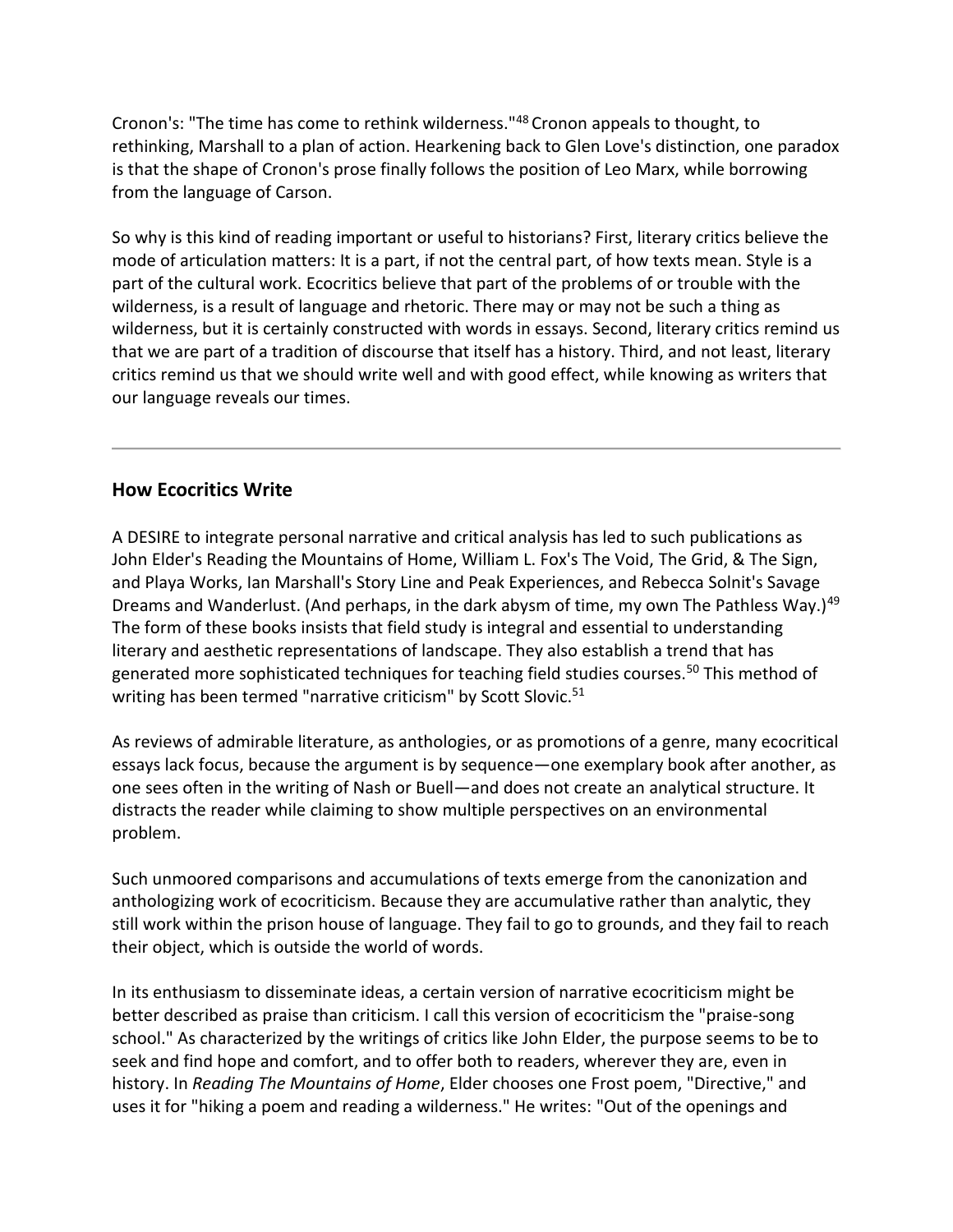Cronon's: "The time has come to rethink wilderness."[48] Cronon appeals to thought, to rethinking, Marshall to a plan of action. Hearkening back to Glen Love's distinction, one paradox is that the shape of Cronon's prose finally follows the position of Leo Marx, while borrowing from the language of Carson.

So why is this kind of reading important or useful to historians? First, literary critics believe the mode of articulation matters: It is a part, if not the central part, of how texts mean. Style is a part of the cultural work. Ecocritics believe that part of the problems of or trouble with the wilderness, is a result of language and rhetoric. There may or may not be such a thing as wilderness, but it is certainly constructed with words in essays. Second, literary critics remind us that we are part of a tradition of discourse that itself has a history. Third, and not least, literary critics remind us that we should write well and with good effect, while knowing as writers that our language reveals our times.

---

## How Ecocritics Write

A DESIRE to integrate personal narrative and critical analysis has led to such publications as John Elder's Reading the Mountains of Home, William L. Fox's The Void, The Grid, & The Sign, and Playa Works, Ian Marshall's Story Line and Peak Experiences, and Rebecca Solnit's Savage Dreams and Wanderlust. (And perhaps, in the dark abysm of time, my own The Pathless Way.)[49] The form of these books insists that field study is integral and essential to understanding literary and aesthetic representations of landscape. They also establish a trend that has generated more sophisticated techniques for teaching field studies courses.[50] This method of writing has been termed "narrative criticism" by Scott Slovic.[51]

As reviews of admirable literature, as anthologies, or as promotions of a genre, many ecocritical essays lack focus, because the argument is by sequence—one exemplary book after another, as one sees often in the writing of Nash or Buell—and does not create an analytical structure. It distracts the reader while claiming to show multiple perspectives on an environmental problem.

Such unmoored comparisons and accumulations of texts emerge from the canonization and anthologizing work of ecocriticism. Because they are accumulative rather than analytic, they still work within the prison house of language. They fail to go to grounds, and they fail to reach their object, which is outside the world of words.

In its enthusiasm to disseminate ideas, a certain version of narrative ecocriticism might be better described as praise than criticism. I call this version of ecocriticism the "praise-song school." As characterized by the writings of critics like John Elder, the purpose seems to be to seek and find hope and comfort, and to offer both to readers, wherever they are, even in history. In *Reading The Mountains of Home*, Elder chooses one Frost poem, "Directive," and uses it for "hiking a poem and reading a wilderness." He writes: "Out of the openings and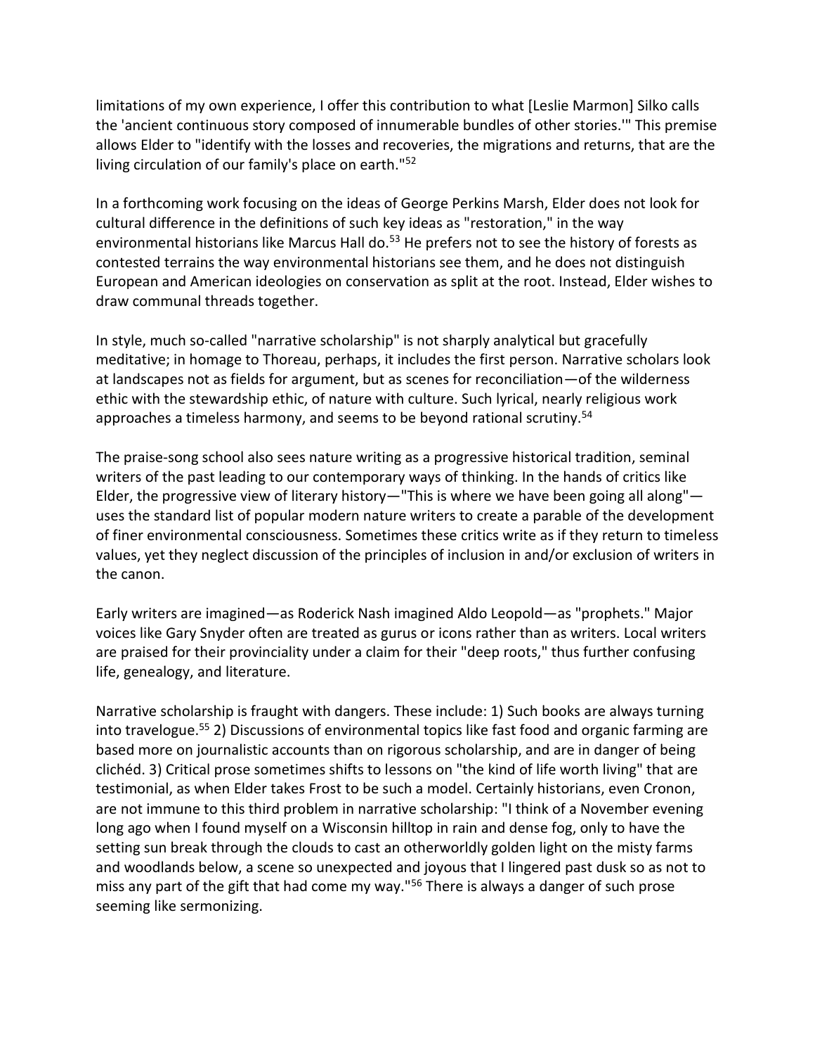limitations of my own experience, I offer this contribution to what [Leslie Marmon] Silko calls the 'ancient continuous story composed of innumerable bundles of other stories.'" This premise allows Elder to "identify with the losses and recoveries, the migrations and returns, that are the living circulation of our family's place on earth."[52]

In a forthcoming work focusing on the ideas of George Perkins Marsh, Elder does not look for cultural difference in the definitions of such key ideas as "restoration," in the way environmental historians like Marcus Hall do.[53] He prefers not to see the history of forests as contested terrains the way environmental historians see them, and he does not distinguish European and American ideologies on conservation as split at the root. Instead, Elder wishes to draw communal threads together.

In style, much so-called "narrative scholarship" is not sharply analytical but gracefully meditative; in homage to Thoreau, perhaps, it includes the first person. Narrative scholars look at landscapes not as fields for argument, but as scenes for reconciliation—of the wilderness ethic with the stewardship ethic, of nature with culture. Such lyrical, nearly religious work approaches a timeless harmony, and seems to be beyond rational scrutiny.[54]

The praise-song school also sees nature writing as a progressive historical tradition, seminal writers of the past leading to our contemporary ways of thinking. In the hands of critics like Elder, the progressive view of literary history—"This is where we have been going all along"—uses the standard list of popular modern nature writers to create a parable of the development of finer environmental consciousness. Sometimes these critics write as if they return to timeless values, yet they neglect discussion of the principles of inclusion in and/or exclusion of writers in the canon.

Early writers are imagined—as Roderick Nash imagined Aldo Leopold—as "prophets." Major voices like Gary Snyder often are treated as gurus or icons rather than as writers. Local writers are praised for their provinciality under a claim for their "deep roots," thus further confusing life, genealogy, and literature.

Narrative scholarship is fraught with dangers. These include: 1) Such books are always turning into travelogue.[55] 2) Discussions of environmental topics like fast food and organic farming are based more on journalistic accounts than on rigorous scholarship, and are in danger of being clichéd. 3) Critical prose sometimes shifts to lessons on "the kind of life worth living" that are testimonial, as when Elder takes Frost to be such a model. Certainly historians, even Cronon, are not immune to this third problem in narrative scholarship: "I think of a November evening long ago when I found myself on a Wisconsin hilltop in rain and dense fog, only to have the setting sun break through the clouds to cast an otherworldly golden light on the misty farms and woodlands below, a scene so unexpected and joyous that I lingered past dusk so as not to miss any part of the gift that had come my way."[56] There is always a danger of such prose seeming like sermonizing.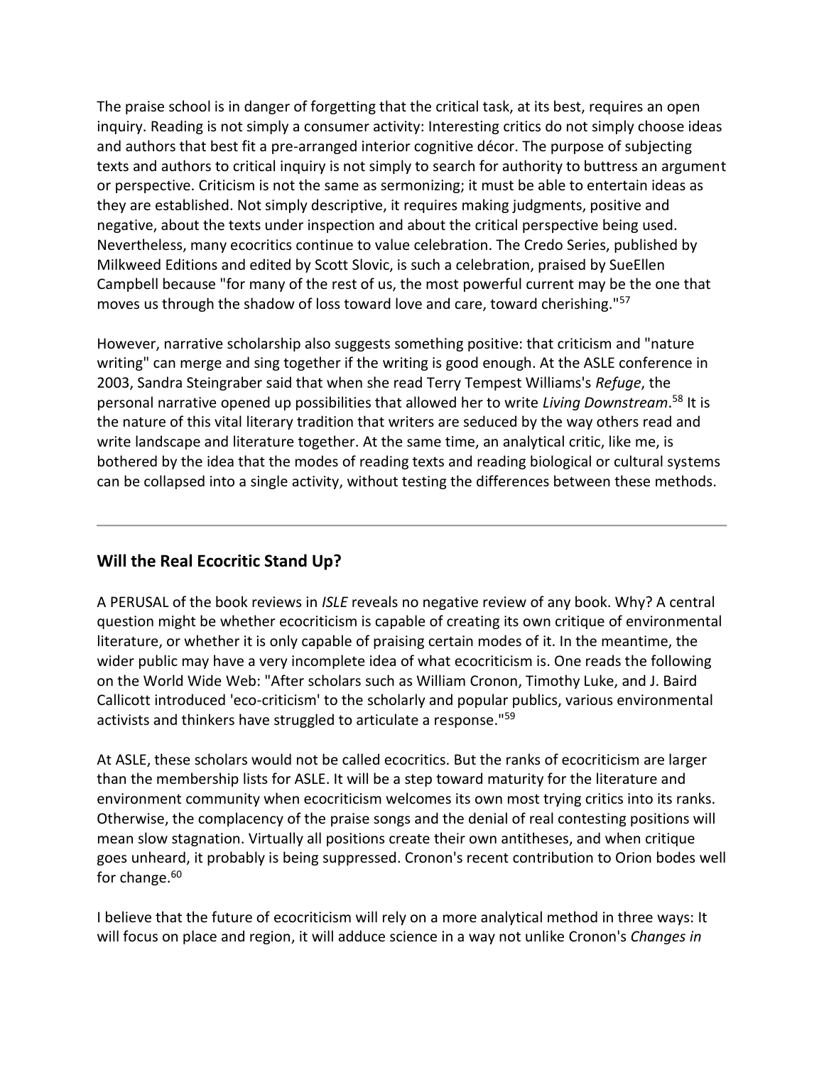The praise school is in danger of forgetting that the critical task, at its best, requires an open inquiry. Reading is not simply a consumer activity: Interesting critics do not simply choose ideas and authors that best fit a pre-arranged interior cognitive décor. The purpose of subjecting texts and authors to critical inquiry is not simply to search for authority to buttress an argument or perspective. Criticism is not the same as sermonizing; it must be able to entertain ideas as they are established. Not simply descriptive, it requires making judgments, positive and negative, about the texts under inspection and about the critical perspective being used. Nevertheless, many ecocritics continue to value celebration. The Credo Series, published by Milkweed Editions and edited by Scott Slovic, is such a celebration, praised by SueEllen Campbell because "for many of the rest of us, the most powerful current may be the one that moves us through the shadow of loss toward love and care, toward cherishing."[57]

However, narrative scholarship also suggests something positive: that criticism and "nature writing" can merge and sing together if the writing is good enough. At the ASLE conference in 2003, Sandra Steingraber said that when she read Terry Tempest Williams's *Refuge*, the personal narrative opened up possibilities that allowed her to write *Living Downstream*.[58] It is the nature of this vital literary tradition that writers are seduced by the way others read and write landscape and literature together. At the same time, an analytical critic, like me, is bothered by the idea that the modes of reading texts and reading biological or cultural systems can be collapsed into a single activity, without testing the differences between these methods.

---

## Will the Real Ecocritic Stand Up?

A PERUSAL of the book reviews in *ISLE* reveals no negative review of any book. Why? A central question might be whether ecocriticism is capable of creating its own critique of environmental literature, or whether it is only capable of praising certain modes of it. In the meantime, the wider public may have a very incomplete idea of what ecocriticism is. One reads the following on the World Wide Web: "After scholars such as William Cronon, Timothy Luke, and J. Baird Callicott introduced 'eco-criticism' to the scholarly and popular publics, various environmental activists and thinkers have struggled to articulate a response."[59]

At ASLE, these scholars would not be called ecocritics. But the ranks of ecocriticism are larger than the membership lists for ASLE. It will be a step toward maturity for the literature and environment community when ecocriticism welcomes its own most trying critics into its ranks. Otherwise, the complacency of the praise songs and the denial of real contesting positions will mean slow stagnation. Virtually all positions create their own antitheses, and when critique goes unheard, it probably is being suppressed. Cronon's recent contribution to Orion bodes well for change.[60]

I believe that the future of ecocriticism will rely on a more analytical method in three ways: It will focus on place and region, it will adduce science in a way not unlike Cronon's *Changes in*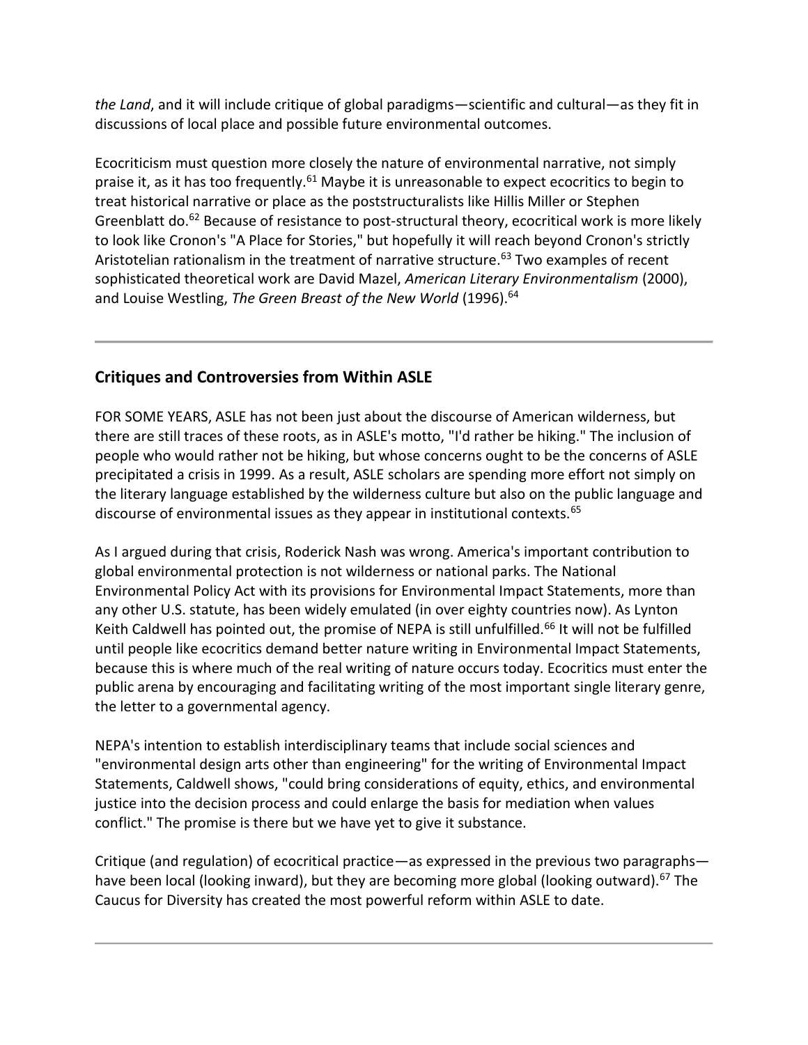*the Land*, and it will include critique of global paradigms—scientific and cultural—as they fit in discussions of local place and possible future environmental outcomes.

Ecocriticism must question more closely the nature of environmental narrative, not simply praise it, as it has too frequently.[61] Maybe it is unreasonable to expect ecocritics to begin to treat historical narrative or place as the poststructuralists like Hillis Miller or Stephen Greenblatt do.[62] Because of resistance to post-structural theory, ecocritical work is more likely to look like Cronon's "A Place for Stories," but hopefully it will reach beyond Cronon's strictly Aristotelian rationalism in the treatment of narrative structure.[63] Two examples of recent sophisticated theoretical work are David Mazel, *American Literary Environmentalism* (2000), and Louise Westling, *The Green Breast of the New World* (1996).[64]

---

## Critiques and Controversies from Within ASLE

FOR SOME YEARS, ASLE has not been just about the discourse of American wilderness, but there are still traces of these roots, as in ASLE's motto, "I'd rather be hiking." The inclusion of people who would rather not be hiking, but whose concerns ought to be the concerns of ASLE precipitated a crisis in 1999. As a result, ASLE scholars are spending more effort not simply on the literary language established by the wilderness culture but also on the public language and discourse of environmental issues as they appear in institutional contexts.[65]

As I argued during that crisis, Roderick Nash was wrong. America's important contribution to global environmental protection is not wilderness or national parks. The National Environmental Policy Act with its provisions for Environmental Impact Statements, more than any other U.S. statute, has been widely emulated (in over eighty countries now). As Lynton Keith Caldwell has pointed out, the promise of NEPA is still unfulfilled.[66] It will not be fulfilled until people like ecocritics demand better nature writing in Environmental Impact Statements, because this is where much of the real writing of nature occurs today. Ecocritics must enter the public arena by encouraging and facilitating writing of the most important single literary genre, the letter to a governmental agency.

NEPA's intention to establish interdisciplinary teams that include social sciences and "environmental design arts other than engineering" for the writing of Environmental Impact Statements, Caldwell shows, "could bring considerations of equity, ethics, and environmental justice into the decision process and could enlarge the basis for mediation when values conflict." The promise is there but we have yet to give it substance.

Critique (and regulation) of ecocritical practice—as expressed in the previous two paragraphs—have been local (looking inward), but they are becoming more global (looking outward).[67] The Caucus for Diversity has created the most powerful reform within ASLE to date.

---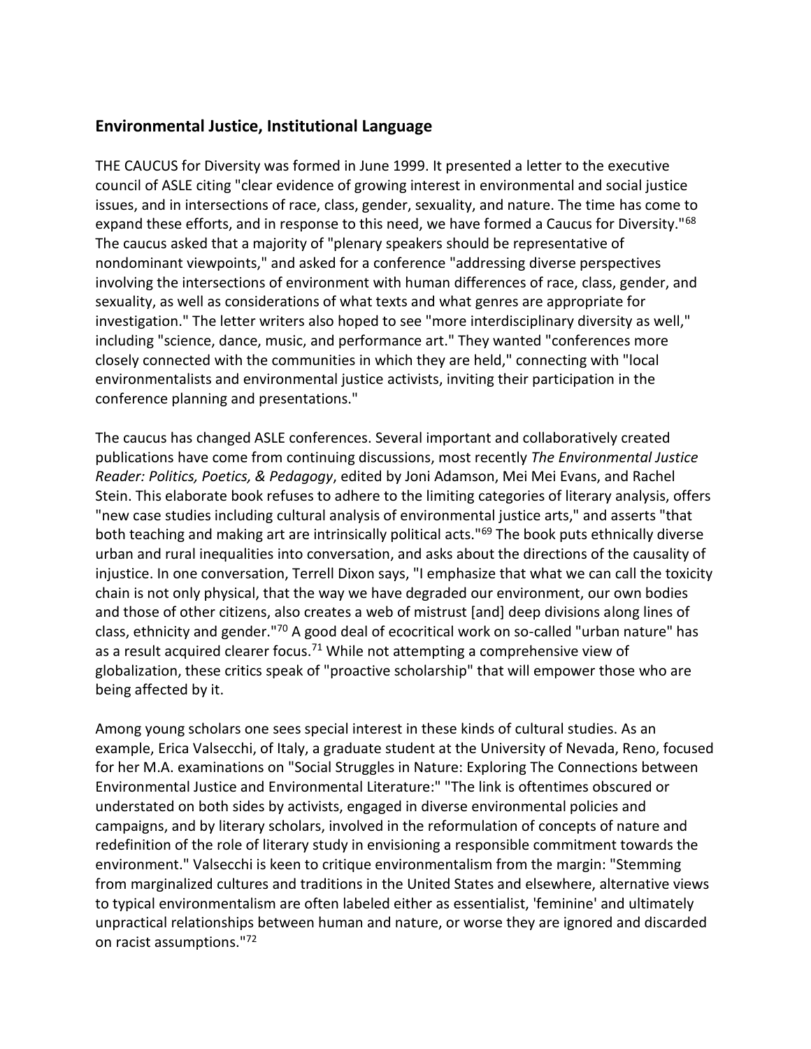## Environmental Justice, Institutional Language

THE CAUCUS for Diversity was formed in June 1999. It presented a letter to the executive council of ASLE citing "clear evidence of growing interest in environmental and social justice issues, and in intersections of race, class, gender, sexuality, and nature. The time has come to expand these efforts, and in response to this need, we have formed a Caucus for Diversity."[68] The caucus asked that a majority of "plenary speakers should be representative of nondominant viewpoints," and asked for a conference "addressing diverse perspectives involving the intersections of environment with human differences of race, class, gender, and sexuality, as well as considerations of what texts and what genres are appropriate for investigation." The letter writers also hoped to see "more interdisciplinary diversity as well," including "science, dance, music, and performance art." They wanted "conferences more closely connected with the communities in which they are held," connecting with "local environmentalists and environmental justice activists, inviting their participation in the conference planning and presentations."

The caucus has changed ASLE conferences. Several important and collaboratively created publications have come from continuing discussions, most recently *The Environmental Justice Reader: Politics, Poetics, & Pedagogy*, edited by Joni Adamson, Mei Mei Evans, and Rachel Stein. This elaborate book refuses to adhere to the limiting categories of literary analysis, offers "new case studies including cultural analysis of environmental justice arts," and asserts "that both teaching and making art are intrinsically political acts."[69] The book puts ethnically diverse urban and rural inequalities into conversation, and asks about the directions of the causality of injustice. In one conversation, Terrell Dixon says, "I emphasize that what we can call the toxicity chain is not only physical, that the way we have degraded our environment, our own bodies and those of other citizens, also creates a web of mistrust [and] deep divisions along lines of class, ethnicity and gender."[70] A good deal of ecocritical work on so-called "urban nature" has as a result acquired clearer focus.[71] While not attempting a comprehensive view of globalization, these critics speak of "proactive scholarship" that will empower those who are being affected by it.

Among young scholars one sees special interest in these kinds of cultural studies. As an example, Erica Valsecchi, of Italy, a graduate student at the University of Nevada, Reno, focused for her M.A. examinations on "Social Struggles in Nature: Exploring The Connections between Environmental Justice and Environmental Literature:" "The link is oftentimes obscured or understated on both sides by activists, engaged in diverse environmental policies and campaigns, and by literary scholars, involved in the reformulation of concepts of nature and redefinition of the role of literary study in envisioning a responsible commitment towards the environment." Valsecchi is keen to critique environmentalism from the margin: "Stemming from marginalized cultures and traditions in the United States and elsewhere, alternative views to typical environmentalism are often labeled either as essentialist, 'feminine' and ultimately unpractical relationships between human and nature, or worse they are ignored and discarded on racist assumptions."[72]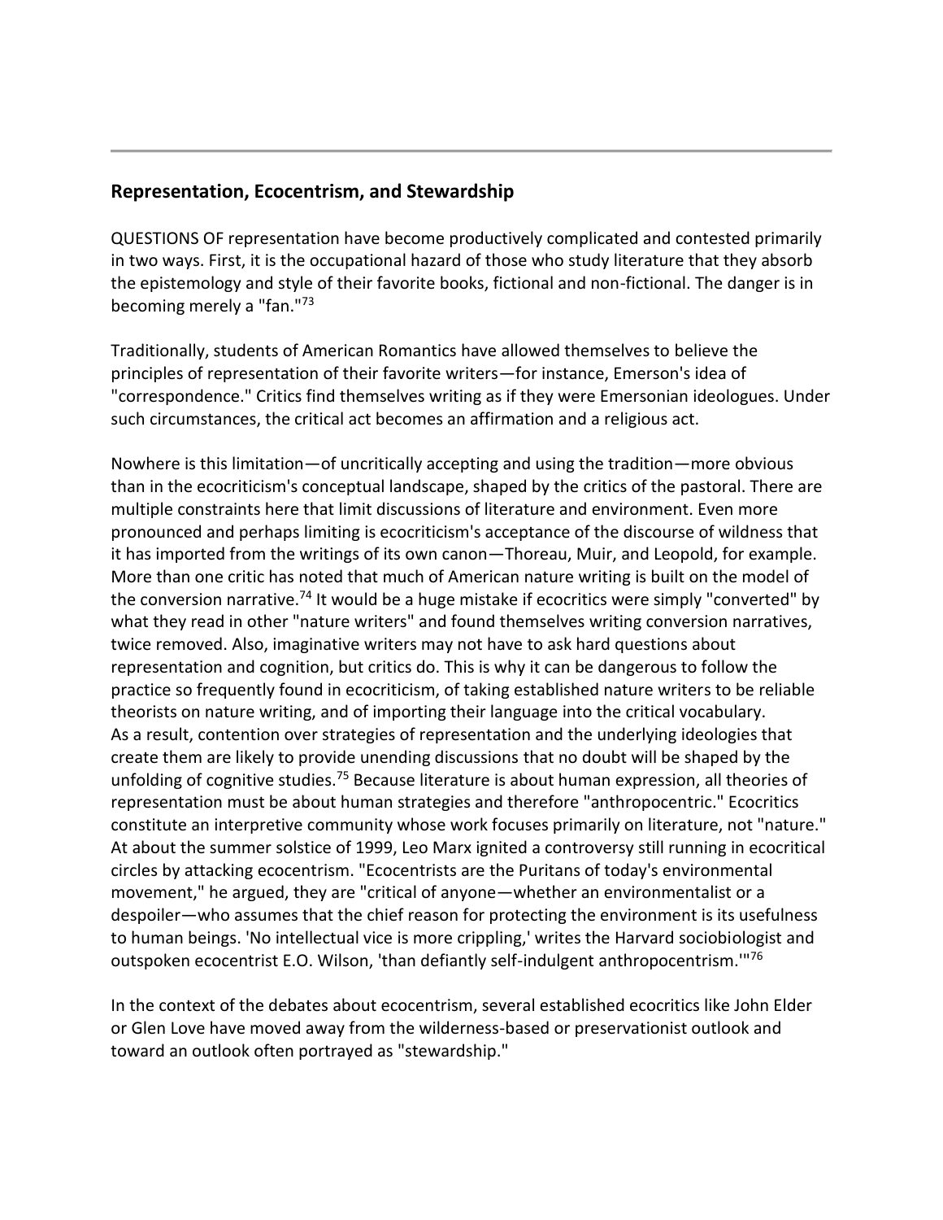## Representation, Ecocentrism, and Stewardship

QUESTIONS OF representation have become productively complicated and contested primarily in two ways. First, it is the occupational hazard of those who study literature that they absorb the epistemology and style of their favorite books, fictional and non-fictional. The danger is in becoming merely a "fan."[73]

Traditionally, students of American Romantics have allowed themselves to believe the principles of representation of their favorite writers—for instance, Emerson's idea of "correspondence." Critics find themselves writing as if they were Emersonian ideologues. Under such circumstances, the critical act becomes an affirmation and a religious act.

Nowhere is this limitation—of uncritically accepting and using the tradition—more obvious than in the ecocriticism's conceptual landscape, shaped by the critics of the pastoral. There are multiple constraints here that limit discussions of literature and environment. Even more pronounced and perhaps limiting is ecocriticism's acceptance of the discourse of wildness that it has imported from the writings of its own canon—Thoreau, Muir, and Leopold, for example. More than one critic has noted that much of American nature writing is built on the model of the conversion narrative.[74] It would be a huge mistake if ecocritics were simply "converted" by what they read in other "nature writers" and found themselves writing conversion narratives, twice removed. Also, imaginative writers may not have to ask hard questions about representation and cognition, but critics do. This is why it can be dangerous to follow the practice so frequently found in ecocriticism, of taking established nature writers to be reliable theorists on nature writing, and of importing their language into the critical vocabulary.
As a result, contention over strategies of representation and the underlying ideologies that create them are likely to provide unending discussions that no doubt will be shaped by the unfolding of cognitive studies.[75] Because literature is about human expression, all theories of representation must be about human strategies and therefore "anthropocentric." Ecocritics constitute an interpretive community whose work focuses primarily on literature, not "nature."
At about the summer solstice of 1999, Leo Marx ignited a controversy still running in ecocritical circles by attacking ecocentrism. "Ecocentrists are the Puritans of today's environmental movement," he argued, they are "critical of anyone—whether an environmentalist or a despoiler—who assumes that the chief reason for protecting the environment is its usefulness to human beings. 'No intellectual vice is more crippling,' writes the Harvard sociobiologist and outspoken ecocentrist E.O. Wilson, 'than defiantly self-indulgent anthropocentrism.'"[76]

In the context of the debates about ecocentrism, several established ecocritics like John Elder or Glen Love have moved away from the wilderness-based or preservationist outlook and toward an outlook often portrayed as "stewardship."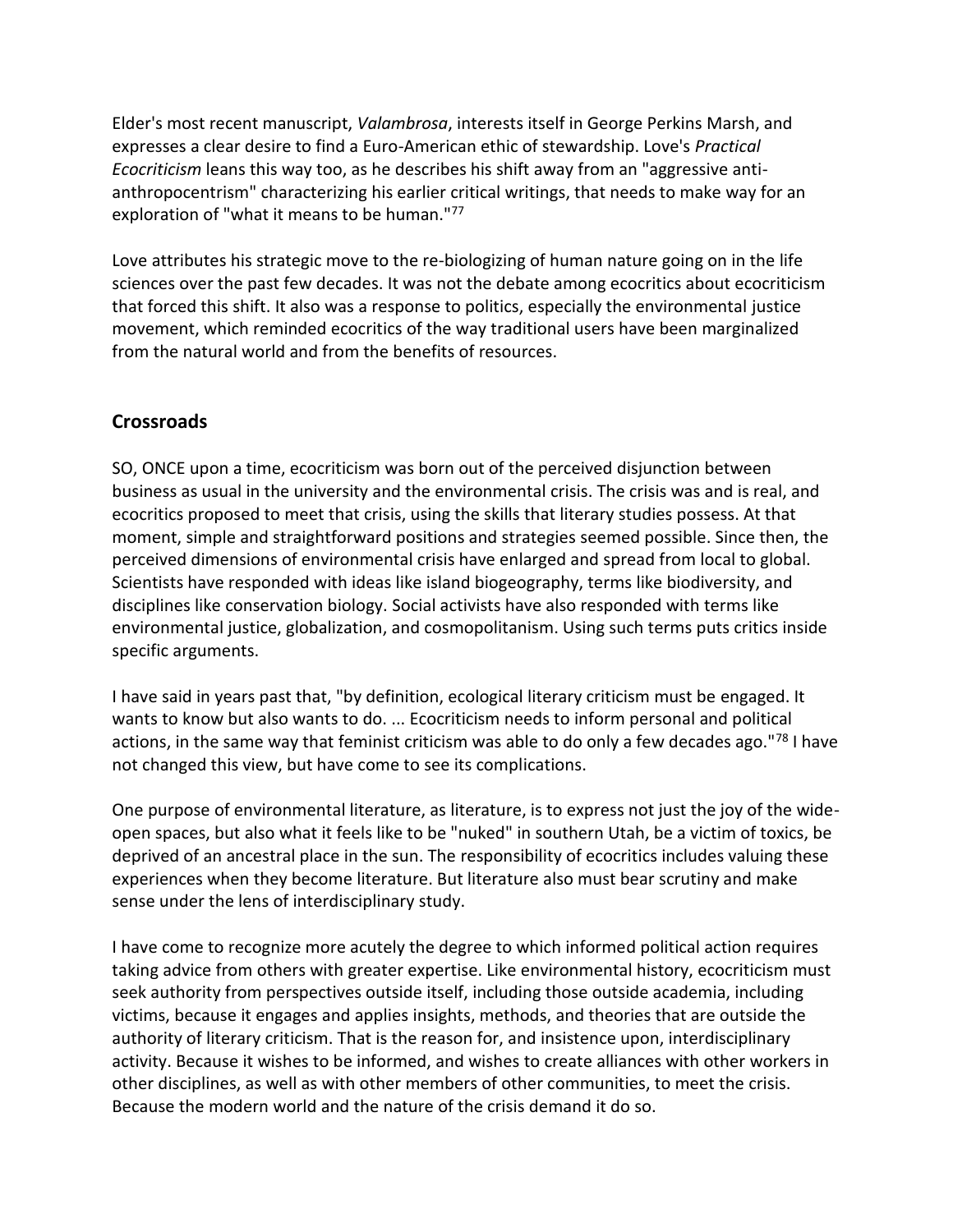Elder's most recent manuscript, *Valambrosa*, interests itself in George Perkins Marsh, and expresses a clear desire to find a Euro-American ethic of stewardship. Love's *Practical Ecocriticism* leans this way too, as he describes his shift away from an "aggressive anti-anthropocentrism" characterizing his earlier critical writings, that needs to make way for an exploration of "what it means to be human."[77]

Love attributes his strategic move to the re-biologizing of human nature going on in the life sciences over the past few decades. It was not the debate among ecocritics about ecocriticism that forced this shift. It also was a response to politics, especially the environmental justice movement, which reminded ecocritics of the way traditional users have been marginalized from the natural world and from the benefits of resources.

## Crossroads

SO, ONCE upon a time, ecocriticism was born out of the perceived disjunction between business as usual in the university and the environmental crisis. The crisis was and is real, and ecocritics proposed to meet that crisis, using the skills that literary studies possess. At that moment, simple and straightforward positions and strategies seemed possible. Since then, the perceived dimensions of environmental crisis have enlarged and spread from local to global. Scientists have responded with ideas like island biogeography, terms like biodiversity, and disciplines like conservation biology. Social activists have also responded with terms like environmental justice, globalization, and cosmopolitanism. Using such terms puts critics inside specific arguments.

I have said in years past that, "by definition, ecological literary criticism must be engaged. It wants to know but also wants to do. ... Ecocriticism needs to inform personal and political actions, in the same way that feminist criticism was able to do only a few decades ago."[78] I have not changed this view, but have come to see its complications.

One purpose of environmental literature, as literature, is to express not just the joy of the wide-open spaces, but also what it feels like to be "nuked" in southern Utah, be a victim of toxics, be deprived of an ancestral place in the sun. The responsibility of ecocritics includes valuing these experiences when they become literature. But literature also must bear scrutiny and make sense under the lens of interdisciplinary study.

I have come to recognize more acutely the degree to which informed political action requires taking advice from others with greater expertise. Like environmental history, ecocriticism must seek authority from perspectives outside itself, including those outside academia, including victims, because it engages and applies insights, methods, and theories that are outside the authority of literary criticism. That is the reason for, and insistence upon, interdisciplinary activity. Because it wishes to be informed, and wishes to create alliances with other workers in other disciplines, as well as with other members of other communities, to meet the crisis. Because the modern world and the nature of the crisis demand it do so.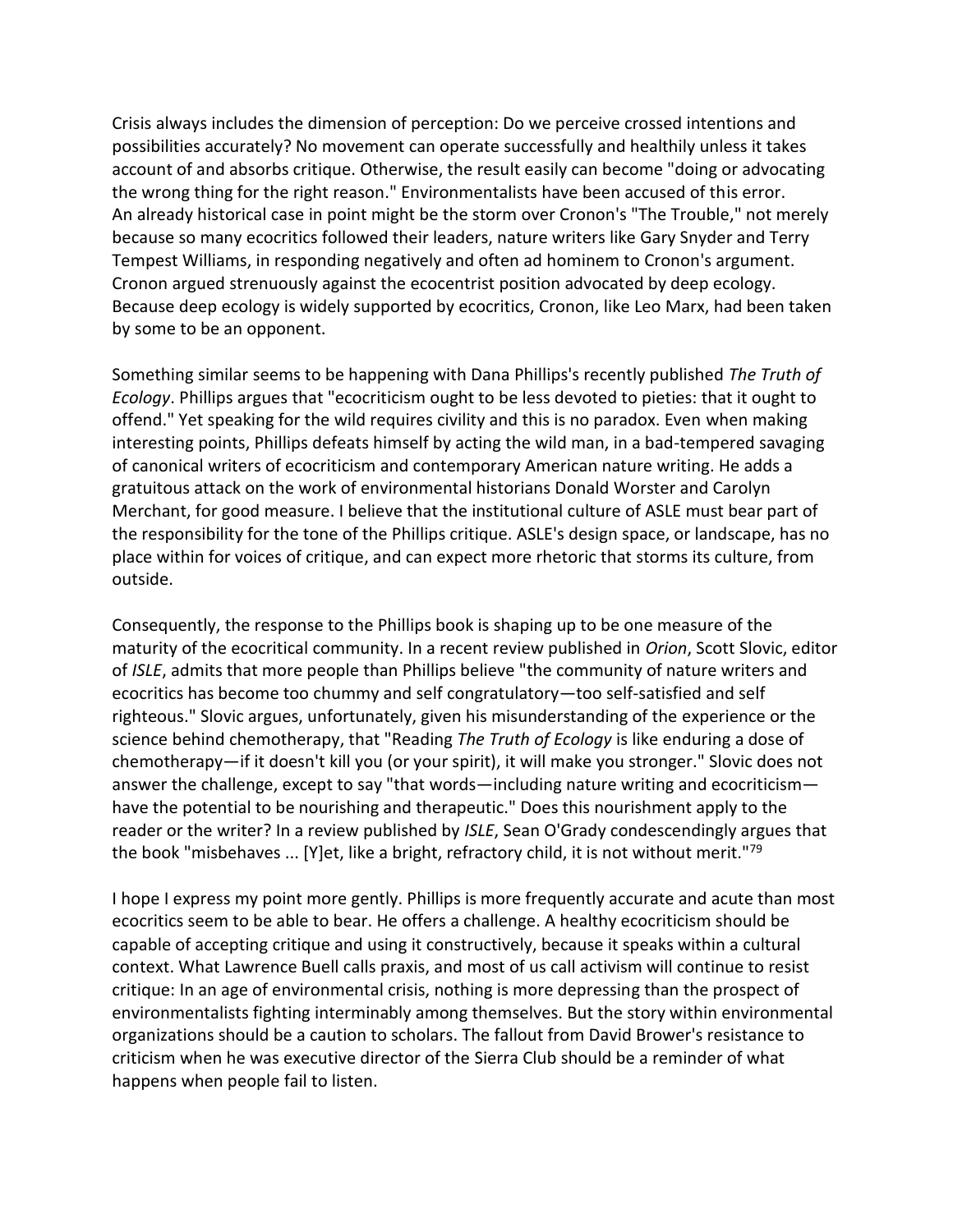Crisis always includes the dimension of perception: Do we perceive crossed intentions and possibilities accurately? No movement can operate successfully and healthily unless it takes account of and absorbs critique. Otherwise, the result easily can become "doing or advocating the wrong thing for the right reason." Environmentalists have been accused of this error. An already historical case in point might be the storm over Cronon's "The Trouble," not merely because so many ecocritics followed their leaders, nature writers like Gary Snyder and Terry Tempest Williams, in responding negatively and often ad hominem to Cronon's argument. Cronon argued strenuously against the ecocentrist position advocated by deep ecology. Because deep ecology is widely supported by ecocritics, Cronon, like Leo Marx, had been taken by some to be an opponent.

Something similar seems to be happening with Dana Phillips's recently published *The Truth of Ecology*. Phillips argues that "ecocriticism ought to be less devoted to pieties: that it ought to offend." Yet speaking for the wild requires civility and this is no paradox. Even when making interesting points, Phillips defeats himself by acting the wild man, in a bad-tempered savaging of canonical writers of ecocriticism and contemporary American nature writing. He adds a gratuitous attack on the work of environmental historians Donald Worster and Carolyn Merchant, for good measure. I believe that the institutional culture of ASLE must bear part of the responsibility for the tone of the Phillips critique. ASLE's design space, or landscape, has no place within for voices of critique, and can expect more rhetoric that storms its culture, from outside.

Consequently, the response to the Phillips book is shaping up to be one measure of the maturity of the ecocritical community. In a recent review published in *Orion*, Scott Slovic, editor of *ISLE*, admits that more people than Phillips believe "the community of nature writers and ecocritics has become too chummy and self congratulatory—too self-satisfied and self righteous." Slovic argues, unfortunately, given his misunderstanding of the experience or the science behind chemotherapy, that "Reading *The Truth of Ecology* is like enduring a dose of chemotherapy—if it doesn't kill you (or your spirit), it will make you stronger." Slovic does not answer the challenge, except to say "that words—including nature writing and ecocriticism—have the potential to be nourishing and therapeutic." Does this nourishment apply to the reader or the writer? In a review published by *ISLE*, Sean O'Grady condescendingly argues that the book "misbehaves ... [Y]et, like a bright, refractory child, it is not without merit."[79]

I hope I express my point more gently. Phillips is more frequently accurate and acute than most ecocritics seem to be able to bear. He offers a challenge. A healthy ecocriticism should be capable of accepting critique and using it constructively, because it speaks within a cultural context. What Lawrence Buell calls praxis, and most of us call activism will continue to resist critique: In an age of environmental crisis, nothing is more depressing than the prospect of environmentalists fighting interminably among themselves. But the story within environmental organizations should be a caution to scholars. The fallout from David Brower's resistance to criticism when he was executive director of the Sierra Club should be a reminder of what happens when people fail to listen.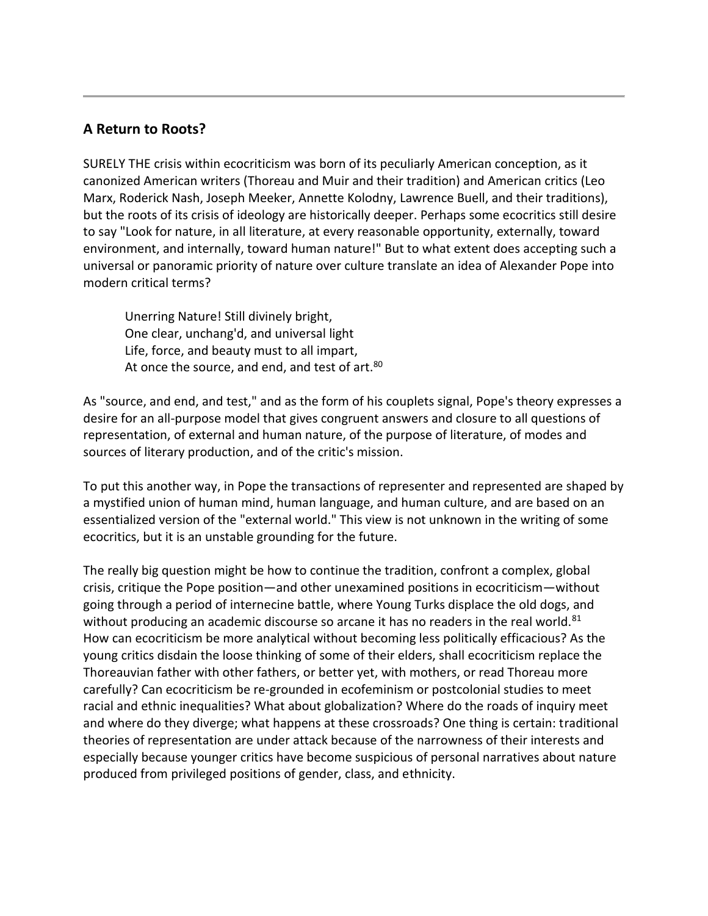## A Return to Roots?

SURELY THE crisis within ecocriticism was born of its peculiarly American conception, as it canonized American writers (Thoreau and Muir and their tradition) and American critics (Leo Marx, Roderick Nash, Joseph Meeker, Annette Kolodny, Lawrence Buell, and their traditions), but the roots of its crisis of ideology are historically deeper. Perhaps some ecocritics still desire to say "Look for nature, in all literature, at every reasonable opportunity, externally, toward environment, and internally, toward human nature!" But to what extent does accepting such a universal or panoramic priority of nature over culture translate an idea of Alexander Pope into modern critical terms?

> Unerring Nature! Still divinely bright,
> One clear, unchang'd, and universal light
> Life, force, and beauty must to all impart,
> At once the source, and end, and test of art.[80]

As "source, and end, and test," and as the form of his couplets signal, Pope's theory expresses a desire for an all-purpose model that gives congruent answers and closure to all questions of representation, of external and human nature, of the purpose of literature, of modes and sources of literary production, and of the critic's mission.

To put this another way, in Pope the transactions of representer and represented are shaped by a mystified union of human mind, human language, and human culture, and are based on an essentialized version of the "external world." This view is not unknown in the writing of some ecocritics, but it is an unstable grounding for the future.

The really big question might be how to continue the tradition, confront a complex, global crisis, critique the Pope position—and other unexamined positions in ecocriticism—without going through a period of internecine battle, where Young Turks displace the old dogs, and without producing an academic discourse so arcane it has no readers in the real world.[81] How can ecocriticism be more analytical without becoming less politically efficacious? As the young critics disdain the loose thinking of some of their elders, shall ecocriticism replace the Thoreauvian father with other fathers, or better yet, with mothers, or read Thoreau more carefully? Can ecocriticism be re-grounded in ecofeminism or postcolonial studies to meet racial and ethnic inequalities? What about globalization? Where do the roads of inquiry meet and where do they diverge; what happens at these crossroads? One thing is certain: traditional theories of representation are under attack because of the narrowness of their interests and especially because younger critics have become suspicious of personal narratives about nature produced from privileged positions of gender, class, and ethnicity.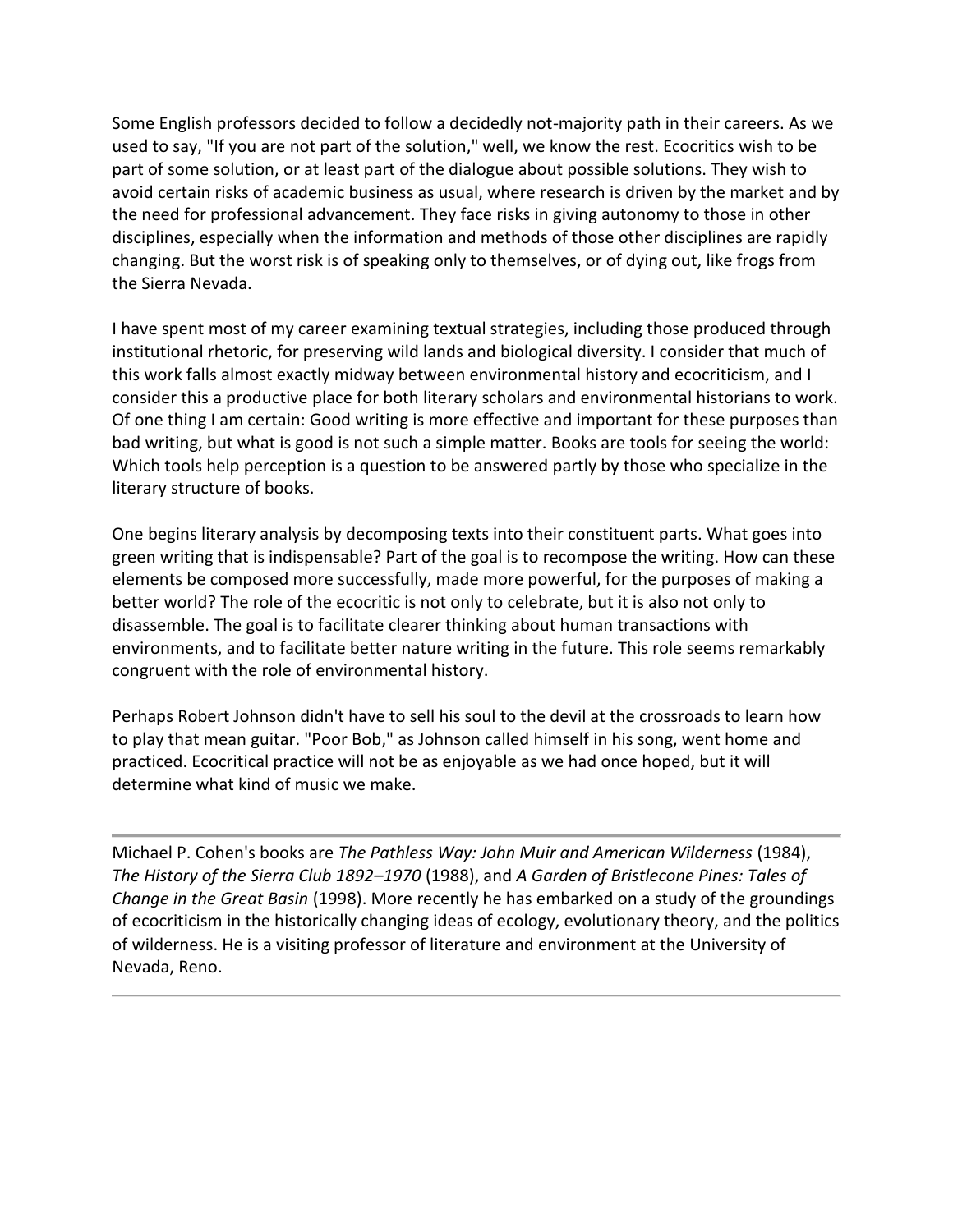Some English professors decided to follow a decidedly not-majority path in their careers. As we used to say, "If you are not part of the solution," well, we know the rest. Ecocritics wish to be part of some solution, or at least part of the dialogue about possible solutions. They wish to avoid certain risks of academic business as usual, where research is driven by the market and by the need for professional advancement. They face risks in giving autonomy to those in other disciplines, especially when the information and methods of those other disciplines are rapidly changing. But the worst risk is of speaking only to themselves, or of dying out, like frogs from the Sierra Nevada.

I have spent most of my career examining textual strategies, including those produced through institutional rhetoric, for preserving wild lands and biological diversity. I consider that much of this work falls almost exactly midway between environmental history and ecocriticism, and I consider this a productive place for both literary scholars and environmental historians to work. Of one thing I am certain: Good writing is more effective and important for these purposes than bad writing, but what is good is not such a simple matter. Books are tools for seeing the world: Which tools help perception is a question to be answered partly by those who specialize in the literary structure of books.

One begins literary analysis by decomposing texts into their constituent parts. What goes into green writing that is indispensable? Part of the goal is to recompose the writing. How can these elements be composed more successfully, made more powerful, for the purposes of making a better world? The role of the ecocritic is not only to celebrate, but it is also not only to disassemble. The goal is to facilitate clearer thinking about human transactions with environments, and to facilitate better nature writing in the future. This role seems remarkably congruent with the role of environmental history.

Perhaps Robert Johnson didn't have to sell his soul to the devil at the crossroads to learn how to play that mean guitar. "Poor Bob," as Johnson called himself in his song, went home and practiced. Ecocritical practice will not be as enjoyable as we had once hoped, but it will determine what kind of music we make.

---

Michael P. Cohen's books are *The Pathless Way: John Muir and American Wilderness* (1984), *The History of the Sierra Club 1892–1970* (1988), and *A Garden of Bristlecone Pines: Tales of Change in the Great Basin* (1998). More recently he has embarked on a study of the groundings of ecocriticism in the historically changing ideas of ecology, evolutionary theory, and the politics of wilderness. He is a visiting professor of literature and environment at the University of Nevada, Reno.

---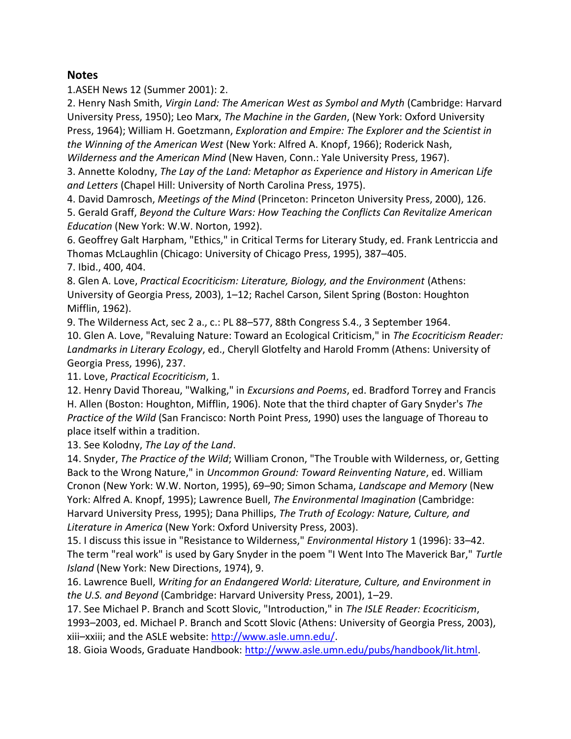## Notes

1.ASEH News 12 (Summer 2001): 2.

2. Henry Nash Smith, *Virgin Land: The American West as Symbol and Myth* (Cambridge: Harvard University Press, 1950); Leo Marx, *The Machine in the Garden*, (New York: Oxford University Press, 1964); William H. Goetzmann, *Exploration and Empire: The Explorer and the Scientist in the Winning of the American West* (New York: Alfred A. Knopf, 1966); Roderick Nash, *Wilderness and the American Mind* (New Haven, Conn.: Yale University Press, 1967).

3. Annette Kolodny, *The Lay of the Land: Metaphor as Experience and History in American Life and Letters* (Chapel Hill: University of North Carolina Press, 1975).

4. David Damrosch, *Meetings of the Mind* (Princeton: Princeton University Press, 2000), 126.

5. Gerald Graff, *Beyond the Culture Wars: How Teaching the Conflicts Can Revitalize American Education* (New York: W.W. Norton, 1992).

6. Geoffrey Galt Harpham, "Ethics," in Critical Terms for Literary Study, ed. Frank Lentriccia and Thomas McLaughlin (Chicago: University of Chicago Press, 1995), 387–405.

7. Ibid., 400, 404.

8. Glen A. Love, *Practical Ecocriticism: Literature, Biology, and the Environment* (Athens: University of Georgia Press, 2003), 1–12; Rachel Carson, Silent Spring (Boston: Houghton Mifflin, 1962).

9. The Wilderness Act, sec 2 a., c.: PL 88–577, 88th Congress S.4., 3 September 1964.

10. Glen A. Love, "Revaluing Nature: Toward an Ecological Criticism," in *The Ecocriticism Reader: Landmarks in Literary Ecology*, ed., Cheryll Glotfelty and Harold Fromm (Athens: University of Georgia Press, 1996), 237.

11. Love, *Practical Ecocriticism*, 1.

12. Henry David Thoreau, "Walking," in *Excursions and Poems*, ed. Bradford Torrey and Francis H. Allen (Boston: Houghton, Mifflin, 1906). Note that the third chapter of Gary Snyder's *The Practice of the Wild* (San Francisco: North Point Press, 1990) uses the language of Thoreau to place itself within a tradition.

13. See Kolodny, *The Lay of the Land*.

14. Snyder, *The Practice of the Wild*; William Cronon, "The Trouble with Wilderness, or, Getting Back to the Wrong Nature," in *Uncommon Ground: Toward Reinventing Nature*, ed. William Cronon (New York: W.W. Norton, 1995), 69–90; Simon Schama, *Landscape and Memory* (New York: Alfred A. Knopf, 1995); Lawrence Buell, *The Environmental Imagination* (Cambridge: Harvard University Press, 1995); Dana Phillips, *The Truth of Ecology: Nature, Culture, and Literature in America* (New York: Oxford University Press, 2003).

15. I discuss this issue in "Resistance to Wilderness," *Environmental History* 1 (1996): 33–42. The term "real work" is used by Gary Snyder in the poem "I Went Into The Maverick Bar," *Turtle Island* (New York: New Directions, 1974), 9.

16. Lawrence Buell, *Writing for an Endangered World: Literature, Culture, and Environment in the U.S. and Beyond* (Cambridge: Harvard University Press, 2001), 1–29.

17. See Michael P. Branch and Scott Slovic, "Introduction," in *The ISLE Reader: Ecocriticism*, 1993–2003, ed. Michael P. Branch and Scott Slovic (Athens: University of Georgia Press, 2003), xiii–xxiii; and the ASLE website: http://www.asle.umn.edu/.

18. Gioia Woods, Graduate Handbook: http://www.asle.umn.edu/pubs/handbook/lit.html.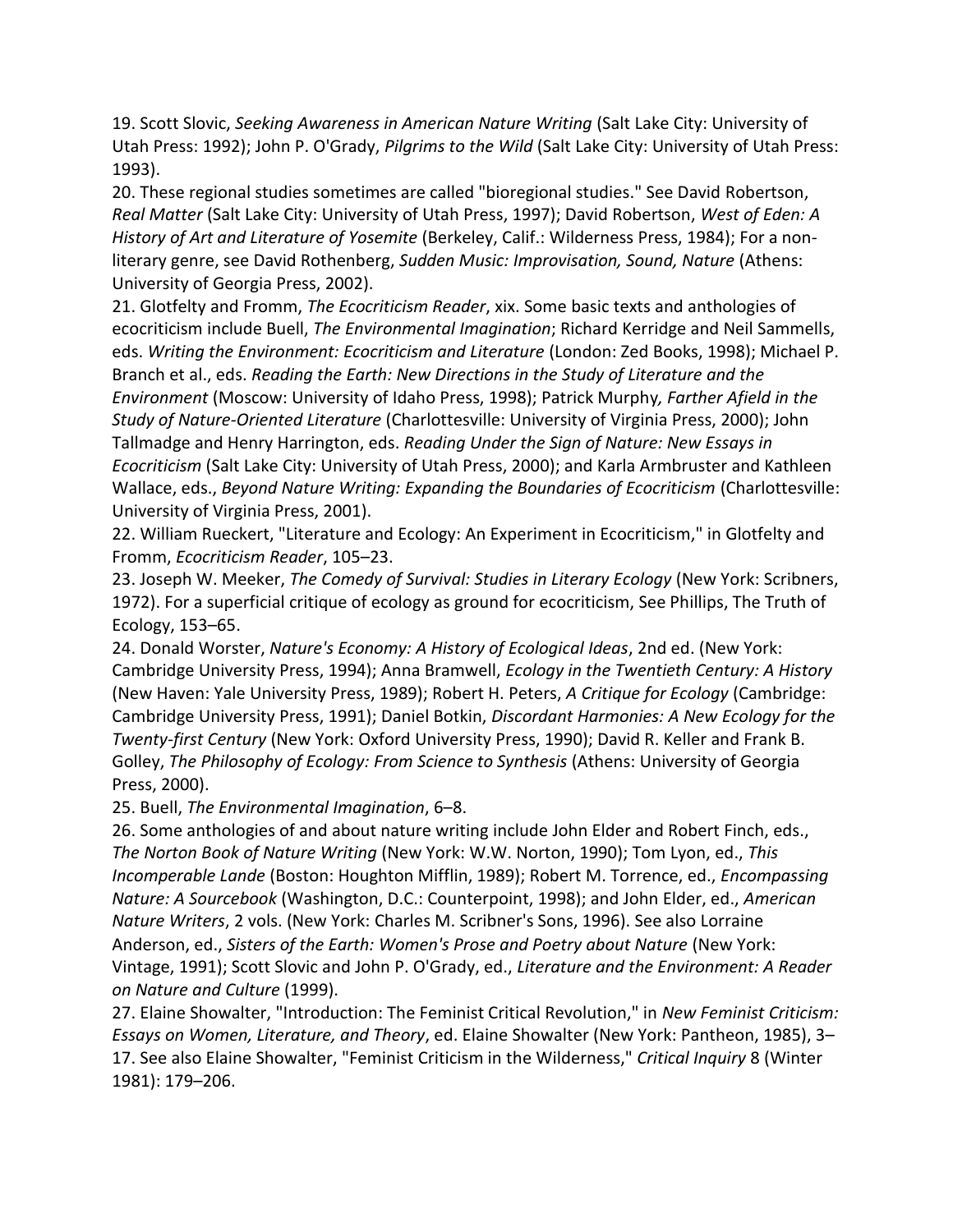19. Scott Slovic, *Seeking Awareness in American Nature Writing* (Salt Lake City: University of Utah Press: 1992); John P. O'Grady, *Pilgrims to the Wild* (Salt Lake City: University of Utah Press: 1993).

20. These regional studies sometimes are called "bioregional studies." See David Robertson, *Real Matter* (Salt Lake City: University of Utah Press, 1997); David Robertson, *West of Eden: A History of Art and Literature of Yosemite* (Berkeley, Calif.: Wilderness Press, 1984); For a non-literary genre, see David Rothenberg, *Sudden Music: Improvisation, Sound, Nature* (Athens: University of Georgia Press, 2002).

21. Glotfelty and Fromm, *The Ecocriticism Reader*, xix. Some basic texts and anthologies of ecocriticism include Buell, *The Environmental Imagination*; Richard Kerridge and Neil Sammells, eds. *Writing the Environment: Ecocriticism and Literature* (London: Zed Books, 1998); Michael P. Branch et al., eds. *Reading the Earth: New Directions in the Study of Literature and the Environment* (Moscow: University of Idaho Press, 1998); Patrick Murphy*, Farther Afield in the Study of Nature-Oriented Literature* (Charlottesville: University of Virginia Press, 2000); John Tallmadge and Henry Harrington, eds. *Reading Under the Sign of Nature: New Essays in Ecocriticism* (Salt Lake City: University of Utah Press, 2000); and Karla Armbruster and Kathleen Wallace, eds., *Beyond Nature Writing: Expanding the Boundaries of Ecocriticism* (Charlottesville: University of Virginia Press, 2001).

22. William Rueckert, "Literature and Ecology: An Experiment in Ecocriticism," in Glotfelty and Fromm, *Ecocriticism Reader*, 105–23.

23. Joseph W. Meeker, *The Comedy of Survival: Studies in Literary Ecology* (New York: Scribners, 1972). For a superficial critique of ecology as ground for ecocriticism, See Phillips, The Truth of Ecology, 153–65.

24. Donald Worster, *Nature's Economy: A History of Ecological Ideas*, 2nd ed. (New York: Cambridge University Press, 1994); Anna Bramwell, *Ecology in the Twentieth Century: A History* (New Haven: Yale University Press, 1989); Robert H. Peters, *A Critique for Ecology* (Cambridge: Cambridge University Press, 1991); Daniel Botkin, *Discordant Harmonies: A New Ecology for the Twenty-first Century* (New York: Oxford University Press, 1990); David R. Keller and Frank B. Golley, *The Philosophy of Ecology: From Science to Synthesis* (Athens: University of Georgia Press, 2000).

25. Buell, *The Environmental Imagination*, 6–8.

26. Some anthologies of and about nature writing include John Elder and Robert Finch, eds., *The Norton Book of Nature Writing* (New York: W.W. Norton, 1990); Tom Lyon, ed., *This Incomperable Lande* (Boston: Houghton Mifflin, 1989); Robert M. Torrence, ed., *Encompassing Nature: A Sourcebook* (Washington, D.C.: Counterpoint, 1998); and John Elder, ed., *American Nature Writers*, 2 vols. (New York: Charles M. Scribner's Sons, 1996). See also Lorraine Anderson, ed., *Sisters of the Earth: Women's Prose and Poetry about Nature* (New York: Vintage, 1991); Scott Slovic and John P. O'Grady, ed., *Literature and the Environment: A Reader on Nature and Culture* (1999).

27. Elaine Showalter, "Introduction: The Feminist Critical Revolution," in *New Feminist Criticism: Essays on Women, Literature, and Theory*, ed. Elaine Showalter (New York: Pantheon, 1985), 3–17. See also Elaine Showalter, "Feminist Criticism in the Wilderness," *Critical Inquiry* 8 (Winter 1981): 179–206.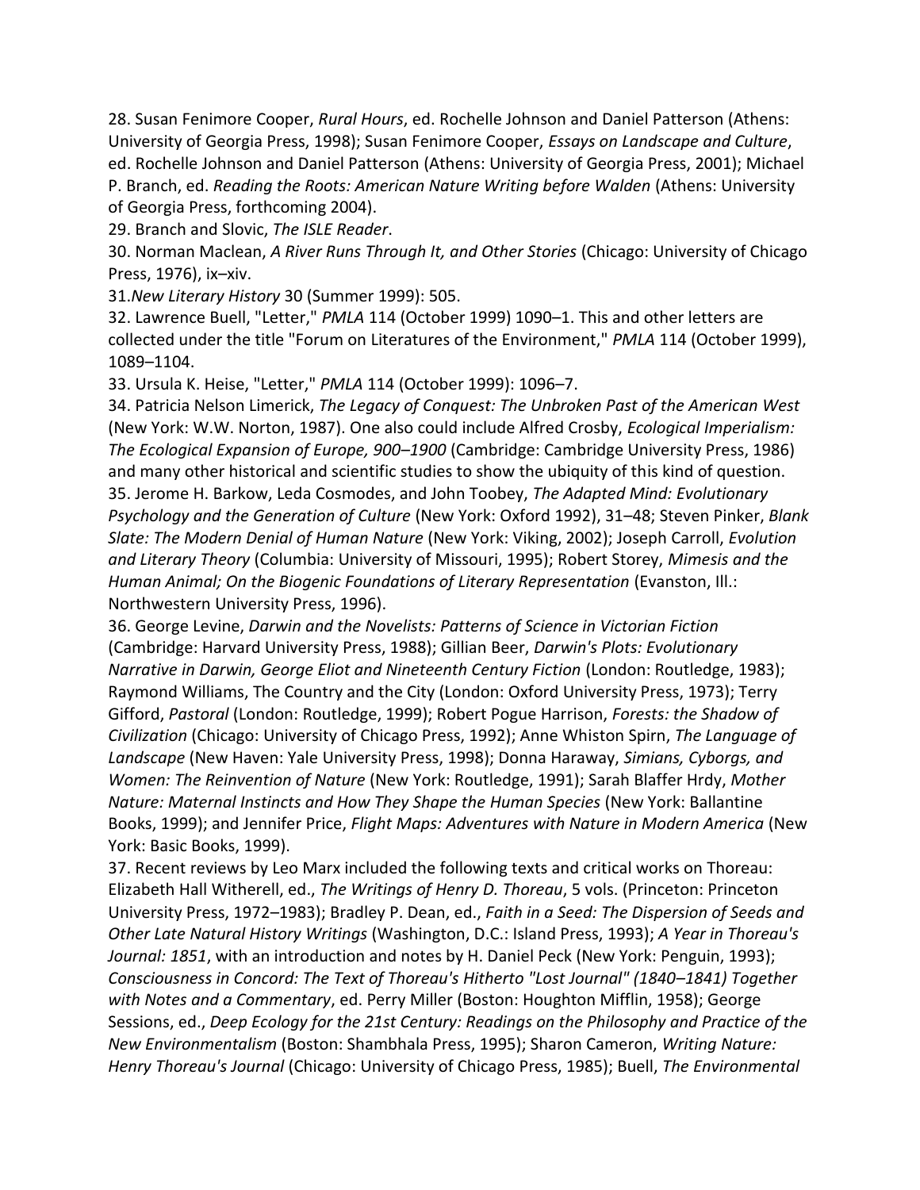28. Susan Fenimore Cooper, *Rural Hours*, ed. Rochelle Johnson and Daniel Patterson (Athens: University of Georgia Press, 1998); Susan Fenimore Cooper, *Essays on Landscape and Culture*, ed. Rochelle Johnson and Daniel Patterson (Athens: University of Georgia Press, 2001); Michael P. Branch, ed. *Reading the Roots: American Nature Writing before Walden* (Athens: University of Georgia Press, forthcoming 2004).

29. Branch and Slovic, *The ISLE Reader*.

30. Norman Maclean, *A River Runs Through It, and Other Stories* (Chicago: University of Chicago Press, 1976), ix–xiv.

31.*New Literary History* 30 (Summer 1999): 505.

32. Lawrence Buell, "Letter," *PMLA* 114 (October 1999) 1090–1. This and other letters are collected under the title "Forum on Literatures of the Environment," *PMLA* 114 (October 1999), 1089–1104.

33. Ursula K. Heise, "Letter," *PMLA* 114 (October 1999): 1096–7.

34. Patricia Nelson Limerick, *The Legacy of Conquest: The Unbroken Past of the American West* (New York: W.W. Norton, 1987). One also could include Alfred Crosby, *Ecological Imperialism: The Ecological Expansion of Europe, 900–1900* (Cambridge: Cambridge University Press, 1986) and many other historical and scientific studies to show the ubiquity of this kind of question.

35. Jerome H. Barkow, Leda Cosmodes, and John Toobey, *The Adapted Mind: Evolutionary Psychology and the Generation of Culture* (New York: Oxford 1992), 31–48; Steven Pinker, *Blank Slate: The Modern Denial of Human Nature* (New York: Viking, 2002); Joseph Carroll, *Evolution and Literary Theory* (Columbia: University of Missouri, 1995); Robert Storey, *Mimesis and the Human Animal; On the Biogenic Foundations of Literary Representation* (Evanston, Ill.: Northwestern University Press, 1996).

36. George Levine, *Darwin and the Novelists: Patterns of Science in Victorian Fiction* (Cambridge: Harvard University Press, 1988); Gillian Beer, *Darwin's Plots: Evolutionary Narrative in Darwin, George Eliot and Nineteenth Century Fiction* (London: Routledge, 1983); Raymond Williams, The Country and the City (London: Oxford University Press, 1973); Terry Gifford, *Pastoral* (London: Routledge, 1999); Robert Pogue Harrison, *Forests: the Shadow of Civilization* (Chicago: University of Chicago Press, 1992); Anne Whiston Spirn, *The Language of Landscape* (New Haven: Yale University Press, 1998); Donna Haraway, *Simians, Cyborgs, and Women: The Reinvention of Nature* (New York: Routledge, 1991); Sarah Blaffer Hrdy, *Mother Nature: Maternal Instincts and How They Shape the Human Species* (New York: Ballantine Books, 1999); and Jennifer Price, *Flight Maps: Adventures with Nature in Modern America* (New York: Basic Books, 1999).

37. Recent reviews by Leo Marx included the following texts and critical works on Thoreau: Elizabeth Hall Witherell, ed., *The Writings of Henry D. Thoreau*, 5 vols. (Princeton: Princeton University Press, 1972–1983); Bradley P. Dean, ed., *Faith in a Seed: The Dispersion of Seeds and Other Late Natural History Writings* (Washington, D.C.: Island Press, 1993); *A Year in Thoreau's Journal: 1851*, with an introduction and notes by H. Daniel Peck (New York: Penguin, 1993); *Consciousness in Concord: The Text of Thoreau's Hitherto "Lost Journal" (1840–1841) Together with Notes and a Commentary*, ed. Perry Miller (Boston: Houghton Mifflin, 1958); George Sessions, ed., *Deep Ecology for the 21st Century: Readings on the Philosophy and Practice of the New Environmentalism* (Boston: Shambhala Press, 1995); Sharon Cameron, *Writing Nature: Henry Thoreau's Journal* (Chicago: University of Chicago Press, 1985); Buell, *The Environmental*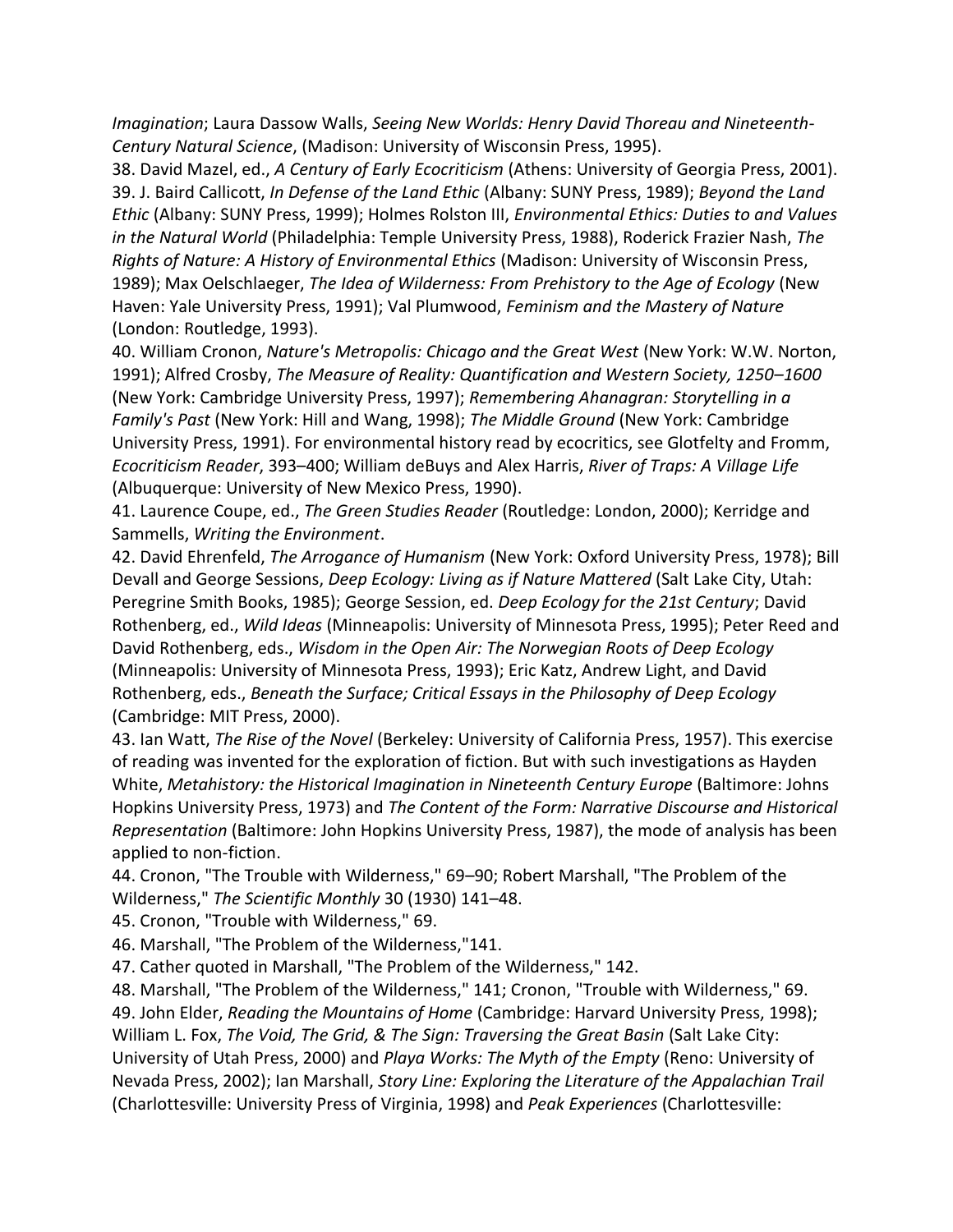*Imagination*; Laura Dassow Walls, *Seeing New Worlds: Henry David Thoreau and Nineteenth-Century Natural Science*, (Madison: University of Wisconsin Press, 1995).

38. David Mazel, ed., *A Century of Early Ecocriticism* (Athens: University of Georgia Press, 2001).

39. J. Baird Callicott, *In Defense of the Land Ethic* (Albany: SUNY Press, 1989); *Beyond the Land Ethic* (Albany: SUNY Press, 1999); Holmes Rolston III, *Environmental Ethics: Duties to and Values in the Natural World* (Philadelphia: Temple University Press, 1988), Roderick Frazier Nash, *The Rights of Nature: A History of Environmental Ethics* (Madison: University of Wisconsin Press, 1989); Max Oelschlaeger, *The Idea of Wilderness: From Prehistory to the Age of Ecology* (New Haven: Yale University Press, 1991); Val Plumwood, *Feminism and the Mastery of Nature* (London: Routledge, 1993).

40. William Cronon, *Nature's Metropolis: Chicago and the Great West* (New York: W.W. Norton, 1991); Alfred Crosby, *The Measure of Reality: Quantification and Western Society, 1250–1600* (New York: Cambridge University Press, 1997); *Remembering Ahanagran: Storytelling in a Family's Past* (New York: Hill and Wang, 1998); *The Middle Ground* (New York: Cambridge University Press, 1991). For environmental history read by ecocritics, see Glotfelty and Fromm, *Ecocriticism Reader*, 393–400; William deBuys and Alex Harris, *River of Traps: A Village Life* (Albuquerque: University of New Mexico Press, 1990).

41. Laurence Coupe, ed., *The Green Studies Reader* (Routledge: London, 2000); Kerridge and Sammells, *Writing the Environment*.

42. David Ehrenfeld, *The Arrogance of Humanism* (New York: Oxford University Press, 1978); Bill Devall and George Sessions, *Deep Ecology: Living as if Nature Mattered* (Salt Lake City, Utah: Peregrine Smith Books, 1985); George Session, ed. *Deep Ecology for the 21st Century*; David Rothenberg, ed., *Wild Ideas* (Minneapolis: University of Minnesota Press, 1995); Peter Reed and David Rothenberg, eds., *Wisdom in the Open Air: The Norwegian Roots of Deep Ecology* (Minneapolis: University of Minnesota Press, 1993); Eric Katz, Andrew Light, and David Rothenberg, eds., *Beneath the Surface; Critical Essays in the Philosophy of Deep Ecology* (Cambridge: MIT Press, 2000).

43. Ian Watt, *The Rise of the Novel* (Berkeley: University of California Press, 1957). This exercise of reading was invented for the exploration of fiction. But with such investigations as Hayden White, *Metahistory: the Historical Imagination in Nineteenth Century Europe* (Baltimore: Johns Hopkins University Press, 1973) and *The Content of the Form: Narrative Discourse and Historical Representation* (Baltimore: John Hopkins University Press, 1987), the mode of analysis has been applied to non-fiction.

44. Cronon, "The Trouble with Wilderness," 69–90; Robert Marshall, "The Problem of the Wilderness," *The Scientific Monthly* 30 (1930) 141–48.

45. Cronon, "Trouble with Wilderness," 69.

46. Marshall, "The Problem of the Wilderness,"141.

47. Cather quoted in Marshall, "The Problem of the Wilderness," 142.

48. Marshall, "The Problem of the Wilderness," 141; Cronon, "Trouble with Wilderness," 69.

49. John Elder, *Reading the Mountains of Home* (Cambridge: Harvard University Press, 1998); William L. Fox, *The Void, The Grid, & The Sign: Traversing the Great Basin* (Salt Lake City: University of Utah Press, 2000) and *Playa Works: The Myth of the Empty* (Reno: University of Nevada Press, 2002); Ian Marshall, *Story Line: Exploring the Literature of the Appalachian Trail* (Charlottesville: University Press of Virginia, 1998) and *Peak Experiences* (Charlottesville: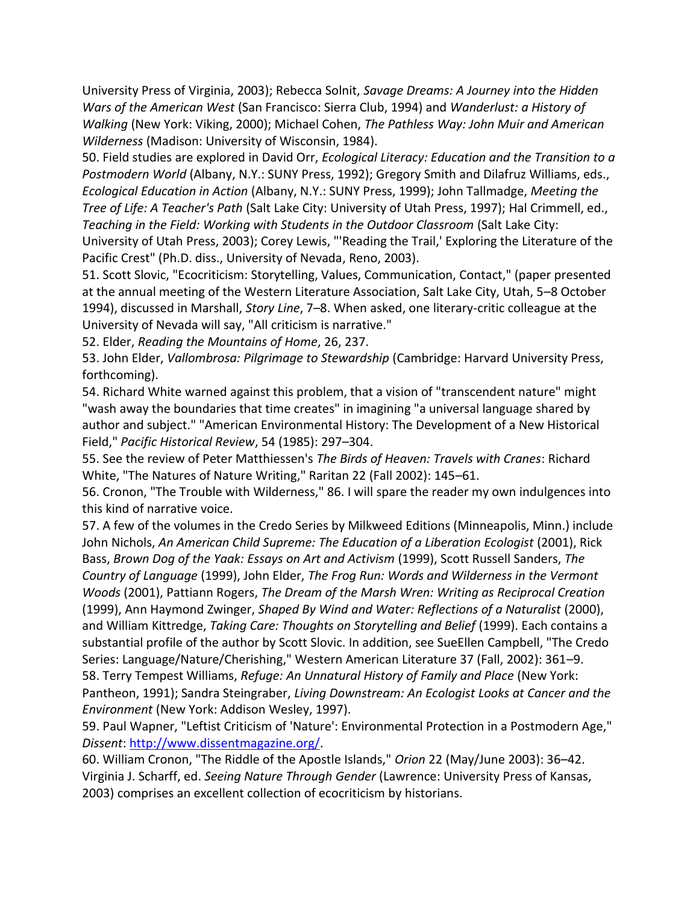University Press of Virginia, 2003); Rebecca Solnit, *Savage Dreams: A Journey into the Hidden Wars of the American West* (San Francisco: Sierra Club, 1994) and *Wanderlust: a History of Walking* (New York: Viking, 2000); Michael Cohen, *The Pathless Way: John Muir and American Wilderness* (Madison: University of Wisconsin, 1984).

50. Field studies are explored in David Orr, *Ecological Literacy: Education and the Transition to a Postmodern World* (Albany, N.Y.: SUNY Press, 1992); Gregory Smith and Dilafruz Williams, eds., *Ecological Education in Action* (Albany, N.Y.: SUNY Press, 1999); John Tallmadge, *Meeting the Tree of Life: A Teacher's Path* (Salt Lake City: University of Utah Press, 1997); Hal Crimmell, ed., *Teaching in the Field: Working with Students in the Outdoor Classroom* (Salt Lake City: University of Utah Press, 2003); Corey Lewis, "'Reading the Trail,' Exploring the Literature of the Pacific Crest" (Ph.D. diss., University of Nevada, Reno, 2003).

51. Scott Slovic, "Ecocriticism: Storytelling, Values, Communication, Contact," (paper presented at the annual meeting of the Western Literature Association, Salt Lake City, Utah, 5–8 October 1994), discussed in Marshall, *Story Line*, 7–8. When asked, one literary-critic colleague at the University of Nevada will say, "All criticism is narrative."

52. Elder, *Reading the Mountains of Home*, 26, 237.

53. John Elder, *Vallombrosa: Pilgrimage to Stewardship* (Cambridge: Harvard University Press, forthcoming).

54. Richard White warned against this problem, that a vision of "transcendent nature" might "wash away the boundaries that time creates" in imagining "a universal language shared by author and subject." "American Environmental History: The Development of a New Historical Field," *Pacific Historical Review*, 54 (1985): 297–304.

55. See the review of Peter Matthiessen's *The Birds of Heaven: Travels with Cranes*: Richard White, "The Natures of Nature Writing," Raritan 22 (Fall 2002): 145–61.

56. Cronon, "The Trouble with Wilderness," 86. I will spare the reader my own indulgences into this kind of narrative voice.

57. A few of the volumes in the Credo Series by Milkweed Editions (Minneapolis, Minn.) include John Nichols, *An American Child Supreme: The Education of a Liberation Ecologist* (2001), Rick Bass, *Brown Dog of the Yaak: Essays on Art and Activism* (1999), Scott Russell Sanders, *The Country of Language* (1999), John Elder, *The Frog Run: Words and Wilderness in the Vermont Woods* (2001), Pattiann Rogers, *The Dream of the Marsh Wren: Writing as Reciprocal Creation* (1999), Ann Haymond Zwinger, *Shaped By Wind and Water: Reflections of a Naturalist* (2000), and William Kittredge, *Taking Care: Thoughts on Storytelling and Belief* (1999). Each contains a substantial profile of the author by Scott Slovic. In addition, see SueEllen Campbell, "The Credo Series: Language/Nature/Cherishing," Western American Literature 37 (Fall, 2002): 361–9.

58. Terry Tempest Williams, *Refuge: An Unnatural History of Family and Place* (New York: Pantheon, 1991); Sandra Steingraber, *Living Downstream: An Ecologist Looks at Cancer and the Environment* (New York: Addison Wesley, 1997).

59. Paul Wapner, "Leftist Criticism of 'Nature': Environmental Protection in a Postmodern Age," *Dissent*: [http://www.dissentmagazine.org/](http://www.dissentmagazine.org/).

60. William Cronon, "The Riddle of the Apostle Islands," *Orion* 22 (May/June 2003): 36–42. Virginia J. Scharff, ed. *Seeing Nature Through Gender* (Lawrence: University Press of Kansas, 2003) comprises an excellent collection of ecocriticism by historians.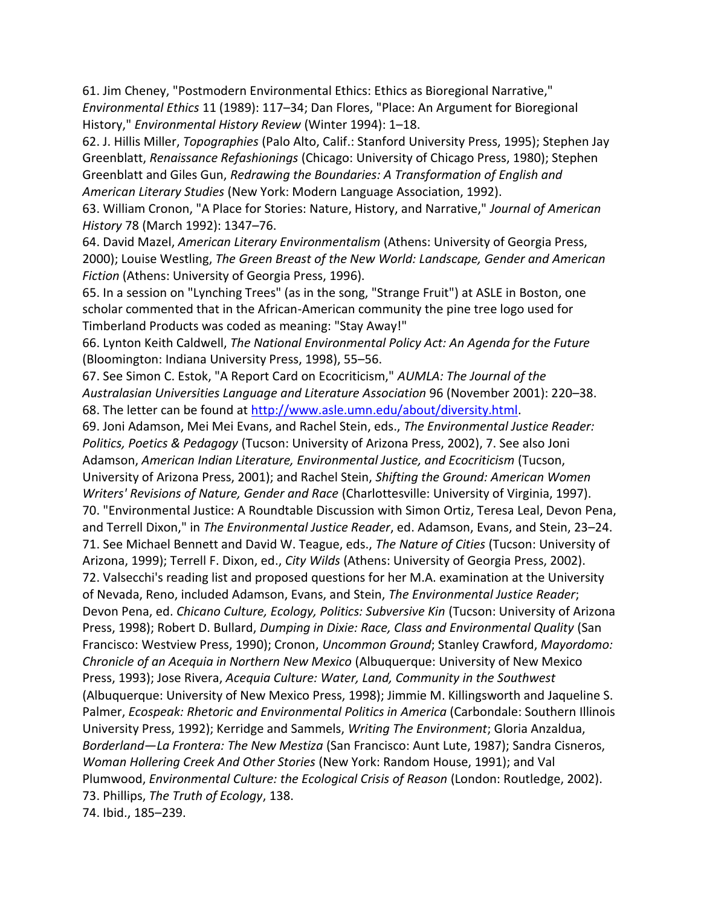61. Jim Cheney, "Postmodern Environmental Ethics: Ethics as Bioregional Narrative," *Environmental Ethics* 11 (1989): 117–34; Dan Flores, "Place: An Argument for Bioregional History," *Environmental History Review* (Winter 1994): 1–18.

62. J. Hillis Miller, *Topographies* (Palo Alto, Calif.: Stanford University Press, 1995); Stephen Jay Greenblatt, *Renaissance Refashionings* (Chicago: University of Chicago Press, 1980); Stephen Greenblatt and Giles Gun, *Redrawing the Boundaries: A Transformation of English and American Literary Studies* (New York: Modern Language Association, 1992).

63. William Cronon, "A Place for Stories: Nature, History, and Narrative," *Journal of American History* 78 (March 1992): 1347–76.

64. David Mazel, *American Literary Environmentalism* (Athens: University of Georgia Press, 2000); Louise Westling, *The Green Breast of the New World: Landscape, Gender and American Fiction* (Athens: University of Georgia Press, 1996).

65. In a session on "Lynching Trees" (as in the song, "Strange Fruit") at ASLE in Boston, one scholar commented that in the African-American community the pine tree logo used for Timberland Products was coded as meaning: "Stay Away!"

66. Lynton Keith Caldwell, *The National Environmental Policy Act: An Agenda for the Future* (Bloomington: Indiana University Press, 1998), 55–56.

67. See Simon C. Estok, "A Report Card on Ecocriticism," *AUMLA: The Journal of the Australasian Universities Language and Literature Association* 96 (November 2001): 220–38.

68. The letter can be found at [http://www.asle.umn.edu/about/diversity.html](http://www.asle.umn.edu/about/diversity.html).

69. Joni Adamson, Mei Mei Evans, and Rachel Stein, eds., *The Environmental Justice Reader: Politics, Poetics & Pedagogy* (Tucson: University of Arizona Press, 2002), 7. See also Joni Adamson, *American Indian Literature, Environmental Justice, and Ecocriticism* (Tucson, University of Arizona Press, 2001); and Rachel Stein, *Shifting the Ground: American Women Writers' Revisions of Nature, Gender and Race* (Charlottesville: University of Virginia, 1997).

70. "Environmental Justice: A Roundtable Discussion with Simon Ortiz, Teresa Leal, Devon Pena, and Terrell Dixon," in *The Environmental Justice Reader*, ed. Adamson, Evans, and Stein, 23–24.

71. See Michael Bennett and David W. Teague, eds., *The Nature of Cities* (Tucson: University of Arizona, 1999); Terrell F. Dixon, ed., *City Wilds* (Athens: University of Georgia Press, 2002).

72. Valsecchi's reading list and proposed questions for her M.A. examination at the University of Nevada, Reno, included Adamson, Evans, and Stein, *The Environmental Justice Reader*; Devon Pena, ed. *Chicano Culture, Ecology, Politics: Subversive Kin* (Tucson: University of Arizona Press, 1998); Robert D. Bullard, *Dumping in Dixie: Race, Class and Environmental Quality* (San Francisco: Westview Press, 1990); Cronon, *Uncommon Ground*; Stanley Crawford, *Mayordomo: Chronicle of an Acequia in Northern New Mexico* (Albuquerque: University of New Mexico Press, 1993); Jose Rivera, *Acequia Culture: Water, Land, Community in the Southwest* (Albuquerque: University of New Mexico Press, 1998); Jimmie M. Killingsworth and Jaqueline S. Palmer, *Ecospeak: Rhetoric and Environmental Politics in America* (Carbondale: Southern Illinois University Press, 1992); Kerridge and Sammels, *Writing The Environment*; Gloria Anzaldua, *Borderland—La Frontera: The New Mestiza* (San Francisco: Aunt Lute, 1987); Sandra Cisneros, *Woman Hollering Creek And Other Stories* (New York: Random House, 1991); and Val Plumwood, *Environmental Culture: the Ecological Crisis of Reason* (London: Routledge, 2002).

73. Phillips, *The Truth of Ecology*, 138.

74. Ibid., 185–239.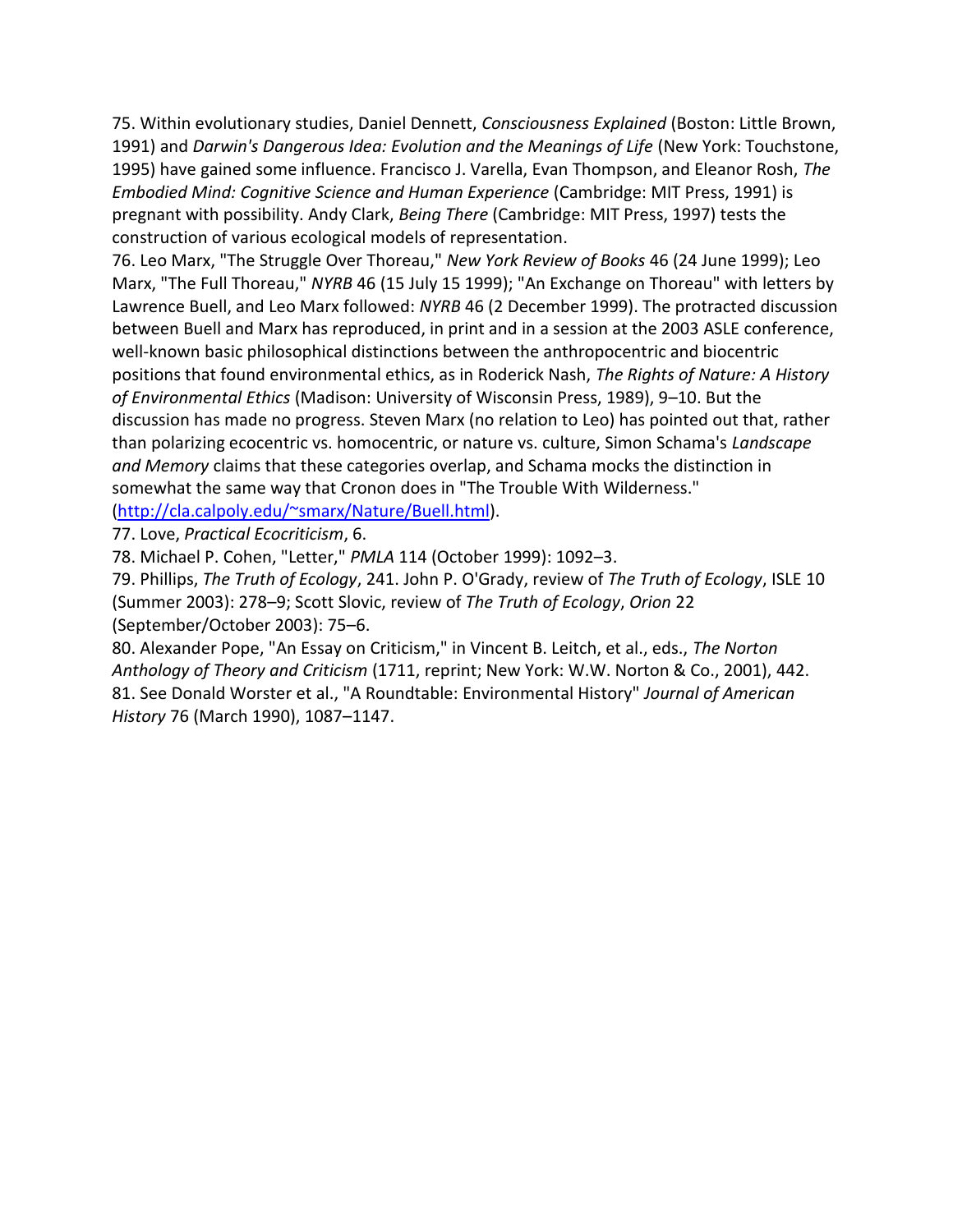75. Within evolutionary studies, Daniel Dennett, *Consciousness Explained* (Boston: Little Brown, 1991) and *Darwin's Dangerous Idea: Evolution and the Meanings of Life* (New York: Touchstone, 1995) have gained some influence. Francisco J. Varella, Evan Thompson, and Eleanor Rosh, *The Embodied Mind: Cognitive Science and Human Experience* (Cambridge: MIT Press, 1991) is pregnant with possibility. Andy Clark, *Being There* (Cambridge: MIT Press, 1997) tests the construction of various ecological models of representation.

76. Leo Marx, "The Struggle Over Thoreau," *New York Review of Books* 46 (24 June 1999); Leo Marx, "The Full Thoreau," *NYRB* 46 (15 July 15 1999); "An Exchange on Thoreau" with letters by Lawrence Buell, and Leo Marx followed: *NYRB* 46 (2 December 1999). The protracted discussion between Buell and Marx has reproduced, in print and in a session at the 2003 ASLE conference, well-known basic philosophical distinctions between the anthropocentric and biocentric positions that found environmental ethics, as in Roderick Nash, *The Rights of Nature: A History of Environmental Ethics* (Madison: University of Wisconsin Press, 1989), 9–10. But the discussion has made no progress. Steven Marx (no relation to Leo) has pointed out that, rather than polarizing ecocentric vs. homocentric, or nature vs. culture, Simon Schama's *Landscape and Memory* claims that these categories overlap, and Schama mocks the distinction in somewhat the same way that Cronon does in "The Trouble With Wilderness." (http://cla.calpoly.edu/~smarx/Nature/Buell.html).

77. Love, *Practical Ecocriticism*, 6.

78. Michael P. Cohen, "Letter," *PMLA* 114 (October 1999): 1092–3.

79. Phillips, *The Truth of Ecology*, 241. John P. O'Grady, review of *The Truth of Ecology*, ISLE 10 (Summer 2003): 278–9; Scott Slovic, review of *The Truth of Ecology*, *Orion* 22 (September/October 2003): 75–6.

80. Alexander Pope, "An Essay on Criticism," in Vincent B. Leitch, et al., eds., *The Norton Anthology of Theory and Criticism* (1711, reprint; New York: W.W. Norton & Co., 2001), 442.

81. See Donald Worster et al., "A Roundtable: Environmental History" *Journal of American History* 76 (March 1990), 1087–1147.